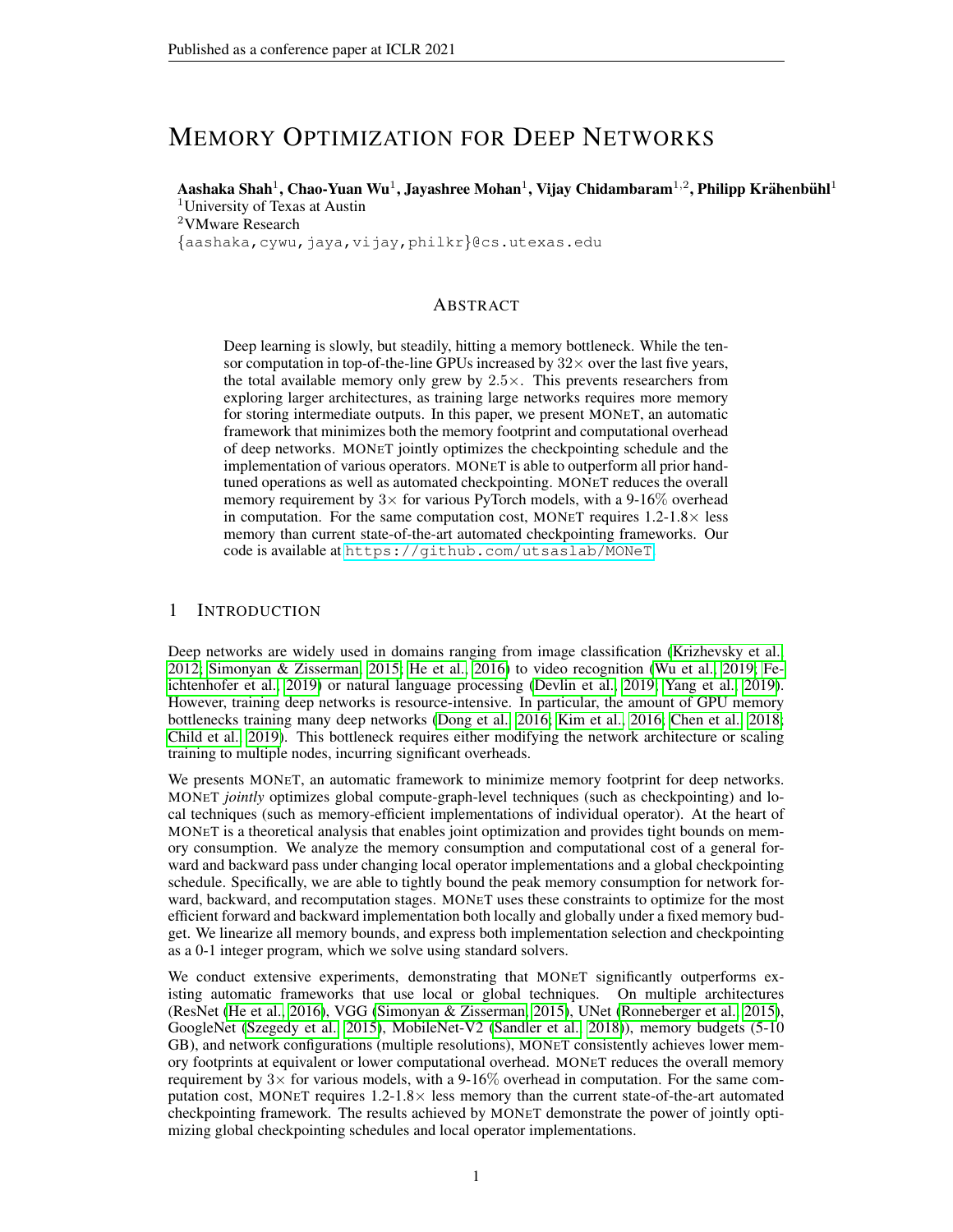# MEMORY OPTIMIZATION FOR DEEP NETWORKS

**Aashaka Shah**[1], **Chao-Yuan Wu**[1], **Jayashree Mohan**[1], **Vijay Chidambaram**[1,2], **Philipp Krähenbühl**[1]

[1]University of Texas at Austin

[2]VMware Research

{aashaka,cywu,jaya,vijay,philkr}@cs.utexas.edu

## ABSTRACT

Deep learning is slowly, but steadily, hitting a memory bottleneck. While the tensor computation in top-of-the-line GPUs increased by $32\times$ over the last five years, the total available memory only grew by $2.5\times$. This prevents researchers from exploring larger architectures, as training large networks requires more memory for storing intermediate outputs. In this paper, we present MONeT, an automatic framework that minimizes both the memory footprint and computational overhead of deep networks. MONeT jointly optimizes the checkpointing schedule and the implementation of various operators. MONeT is able to outperform all prior hand-tuned operations as well as automated checkpointing. MONeT reduces the overall memory requirement by $3\times$ for various PyTorch models, with a 9-16% overhead in computation. For the same computation cost, MONeT requires $1.2$-$1.8\times$ less memory than current state-of-the-art automated checkpointing frameworks. Our code is available at https://github.com/utsaslab/MONeT.

## 1 INTRODUCTION

Deep networks are widely used in domains ranging from image classification (Krizhevsky et al., 2012; Simonyan & Zisserman, 2015; He et al., 2016) to video recognition (Wu et al., 2019; Feichtenhofer et al., 2019) or natural language processing (Devlin et al., 2019; Yang et al., 2019). However, training deep networks is resource-intensive. In particular, the amount of GPU memory bottlenecks training many deep networks (Dong et al., 2016; Kim et al., 2016; Chen et al., 2018; Child et al., 2019). This bottleneck requires either modifying the network architecture or scaling training to multiple nodes, incurring significant overheads.

We presents MONeT, an automatic framework to minimize memory footprint for deep networks. MONeT *jointly* optimizes global compute-graph-level techniques (such as checkpointing) and local techniques (such as memory-efficient implementations of individual operator). At the heart of MONeT is a theoretical analysis that enables joint optimization and provides tight bounds on memory consumption. We analyze the memory consumption and computational cost of a general forward and backward pass under changing local operator implementations and a global checkpointing schedule. Specifically, we are able to tightly bound the peak memory consumption for network forward, backward, and recomputation stages. MONeT uses these constraints to optimize for the most efficient forward and backward implementation both locally and globally under a fixed memory budget. We linearize all memory bounds, and express both implementation selection and checkpointing as a 0-1 integer program, which we solve using standard solvers.

We conduct extensive experiments, demonstrating that MONeT significantly outperforms existing automatic frameworks that use local or global techniques. On multiple architectures (ResNet (He et al., 2016), VGG (Simonyan & Zisserman, 2015), UNet (Ronneberger et al., 2015), GoogleNet (Szegedy et al., 2015), MobileNet-V2 (Sandler et al., 2018)), memory budgets (5-10 GB), and network configurations (multiple resolutions), MONeT consistently achieves lower memory footprints at equivalent or lower computational overhead. MONeT reduces the overall memory requirement by $3\times$ for various models, with a 9-16% overhead in computation. For the same computation cost, MONeT requires $1.2$-$1.8\times$ less memory than the current state-of-the-art automated checkpointing framework. The results achieved by MONeT demonstrate the power of jointly optimizing global checkpointing schedules and local operator implementations.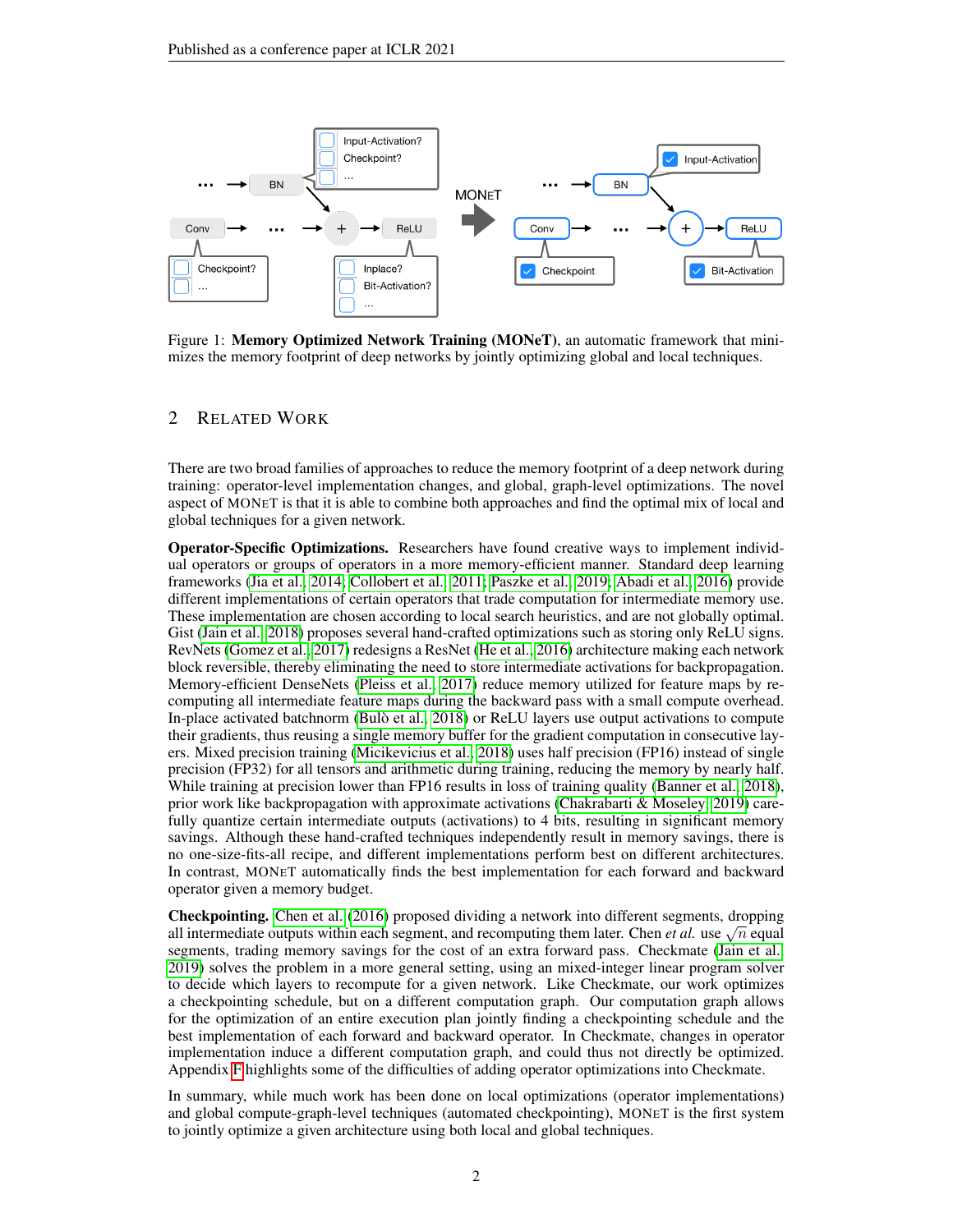Figure 1: **Memory Optimized Network Training (MONeT)**, an automatic framework that minimizes the memory footprint of deep networks by jointly optimizing global and local techniques.

## 2 Related Work

There are two broad families of approaches to reduce the memory footprint of a deep network during training: operator-level implementation changes, and global, graph-level optimizations. The novel aspect of MONeT is that it is able to combine both approaches and find the optimal mix of local and global techniques for a given network.

**Operator-Specific Optimizations.** Researchers have found creative ways to implement individual operators or groups of operators in a more memory-efficient manner. Standard deep learning frameworks (Jia et al., 2014; Collobert et al., 2011; Paszke et al., 2019; Abadi et al., 2016) provide different implementations of certain operators that trade computation for intermediate memory use. These implementation are chosen according to local search heuristics, and are not globally optimal. Gist (Jain et al., 2018) proposes several hand-crafted optimizations such as storing only ReLU signs. RevNets (Gomez et al., 2017) redesigns a ResNet (He et al., 2016) architecture making each network block reversible, thereby eliminating the need to store intermediate activations for backpropagation. Memory-efficient DenseNets (Pleiss et al., 2017) reduce memory utilized for feature maps by recomputing all intermediate feature maps during the backward pass with a small compute overhead. In-place activated batchnorm (Bulò et al., 2018) or ReLU layers use output activations to compute their gradients, thus reusing a single memory buffer for the gradient computation in consecutive layers. Mixed precision training (Micikevicius et al., 2018) uses half precision (FP16) instead of single precision (FP32) for all tensors and arithmetic during training, reducing the memory by nearly half. While training at precision lower than FP16 results in loss of training quality (Banner et al., 2018), prior work like backpropagation with approximate activations (Chakrabarti & Moseley, 2019) carefully quantize certain intermediate outputs (activations) to 4 bits, resulting in significant memory savings. Although these hand-crafted techniques independently result in memory savings, there is no one-size-fits-all recipe, and different implementations perform best on different architectures. In contrast, MONeT automatically finds the best implementation for each forward and backward operator given a memory budget.

**Checkpointing.** Chen et al. (2016) proposed dividing a network into different segments, dropping all intermediate outputs within each segment, and recomputing them later. Chen *et al.* use $\sqrt{n}$ equal segments, trading memory savings for the cost of an extra forward pass. Checkmate (Jain et al., 2019) solves the problem in a more general setting, using an mixed-integer linear program solver to decide which layers to recompute for a given network. Like Checkmate, our work optimizes a checkpointing schedule, but on a different computation graph. Our computation graph allows for the optimization of an entire execution plan jointly finding a checkpointing schedule and the best implementation of each forward and backward operator. In Checkmate, changes in operator implementation induce a different computation graph, and could thus not directly be optimized. Appendix F highlights some of the difficulties of adding operator optimizations into Checkmate.

In summary, while much work has been done on local optimizations (operator implementations) and global compute-graph-level techniques (automated checkpointing), MONeT is the first system to jointly optimize a given architecture using both local and global techniques.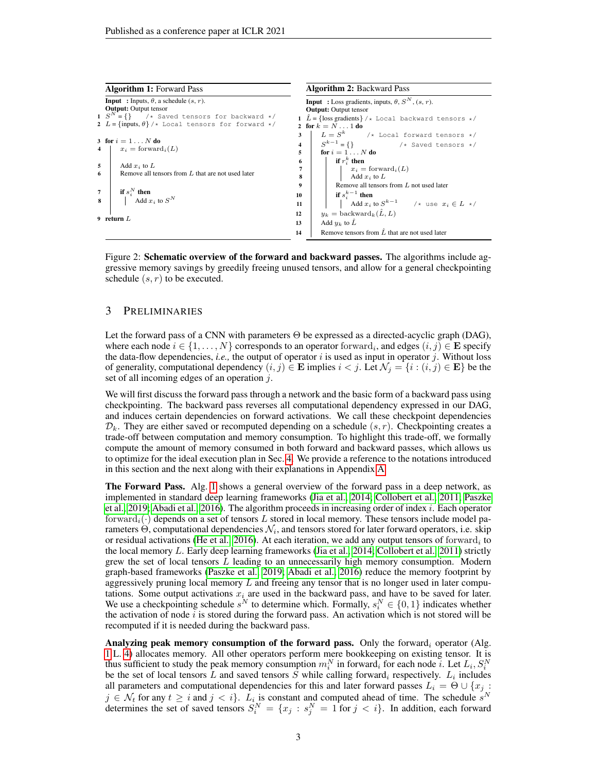**Algorithm 1:** Forward Pass

```
Input  : Inputs, θ, a schedule (s, r).
Output: Output tensor
1  S^N = {}      /* Saved tensors for backward */
2  L = {inputs, θ} /* Local tensors for forward */

3  for i = 1...N do
4  |   x_i = forward_i(L)
   |
5  |   Add x_i to L
6  |   Remove all tensors from L that are not used later
   |
7  |   if s_i^N then
8  |   |   Add x_i to S^N
   |
9  return L
```

**Algorithm 2:** Backward Pass

```
Input  : Loss gradients, inputs, θ, S^N, (s, r).
Output: Output tensor
1  L̂ = {loss gradients} /* Local backward tensors */
2  for k = N...1 do
3  |   L = S^k          /* Local forward tensors */
4  |   S^{k-1} = {}           /* Saved tensors */
5  |   for i = 1...N do
6  |   |   if r_i^k then
7  |   |   |   x_i = forward_i(L)
8  |   |   |   Add x_i to L
9  |   |   Remove all tensors from L not used later
10 |   |   if s_i^{k-1} then
11 |   |   |   Add x_i to S^{k-1}      /* use x_i ∈ L */
12 |   y_k = backward_k(L̂, L)
13 |   Add y_k to L̂
14 |   Remove tensors from L̂ that are not used later
```

Figure 2: **Schematic overview of the forward and backward passes.** The algorithms include aggressive memory savings by greedily freeing unused tensors, and allow for a general checkpointing schedule $(s, r)$ to be executed.

## 3 Preliminaries

Let the forward pass of a CNN with parameters $\Theta$ be expressed as a directed-acyclic graph (DAG), where each node $i \in \{1, \ldots, N\}$ corresponds to an operator $\text{forward}_i$, and edges $(i, j) \in \mathbf{E}$ specify the data-flow dependencies, *i.e.,* the output of operator $i$ is used as input in operator $j$. Without loss of generality, computational dependency $(i, j) \in \mathbf{E}$ implies $i < j$. Let $\mathcal{N}_j = \{i : (i, j) \in \mathbf{E}\}$ be the set of all incoming edges of an operation $j$.

We will first discuss the forward pass through a network and the basic form of a backward pass using checkpointing. The backward pass reverses all computational dependency expressed in our DAG, and induces certain dependencies on forward activations. We call these checkpoint dependencies $\mathcal{D}_k$. They are either saved or recomputed depending on a schedule $(s, r)$. Checkpointing creates a trade-off between computation and memory consumption. To highlight this trade-off, we formally compute the amount of memory consumed in both forward and backward passes, which allows us to optimize for the ideal execution plan in Sec. 4. We provide a reference to the notations introduced in this section and the next along with their explanations in Appendix A.

**The Forward Pass.** Alg. 1 shows a general overview of the forward pass in a deep network, as implemented in standard deep learning frameworks (Jia et al., 2014; Collobert et al., 2011; Paszke et al., 2019; Abadi et al., 2016). The algorithm proceeds in increasing order of index $i$. Each operator $\text{forward}_i(\cdot)$ depends on a set of tensors $L$ stored in local memory. These tensors include model parameters $\Theta$, computational dependencies $\mathcal{N}_i$, and tensors stored for later forward operators, i.e. skip or residual activations (He et al., 2016). At each iteration, we add any output tensors of $\text{forward}_i$ to the local memory $L$. Early deep learning frameworks (Jia et al., 2014; Collobert et al., 2011) strictly grew the set of local tensors $L$ leading to an unnecessarily high memory consumption. Modern graph-based frameworks (Paszke et al., 2019; Abadi et al., 2016) reduce the memory footprint by aggressively pruning local memory $L$ and freeing any tensor that is no longer used in later computations. Some output activations $x_i$ are used in the backward pass, and have to be saved for later. We use a checkpointing schedule $s^N$ to determine which. Formally, $s_i^N \in \{0, 1\}$ indicates whether the activation of node $i$ is stored during the forward pass. An activation which is not stored will be recomputed if it is needed during the backward pass.

**Analyzing peak memory consumption of the forward pass.** Only the $\text{forward}_i$ operator (Alg. 1 L. 4) allocates memory. All other operators perform mere bookkeeping on existing tensor. It is thus sufficient to study the peak memory consumption $m_i^N$ in $\text{forward}_i$ for each node $i$. Let $L_i, S_i^N$ be the set of local tensors $L$ and saved tensors $S$ while calling $\text{forward}_i$ respectively. $L_i$ includes all parameters and computational dependencies for this and later forward passes $L_i = \Theta \cup \{x_j : j \in \mathcal{N}_t \text{ for any } t \geq i \text{ and } j < i\}$. $L_i$ is constant and computed ahead of time. The schedule $s^N$ determines the set of saved tensors $S_i^N = \{x_j : s_j^N = 1 \text{ for } j < i\}$. In addition, each forward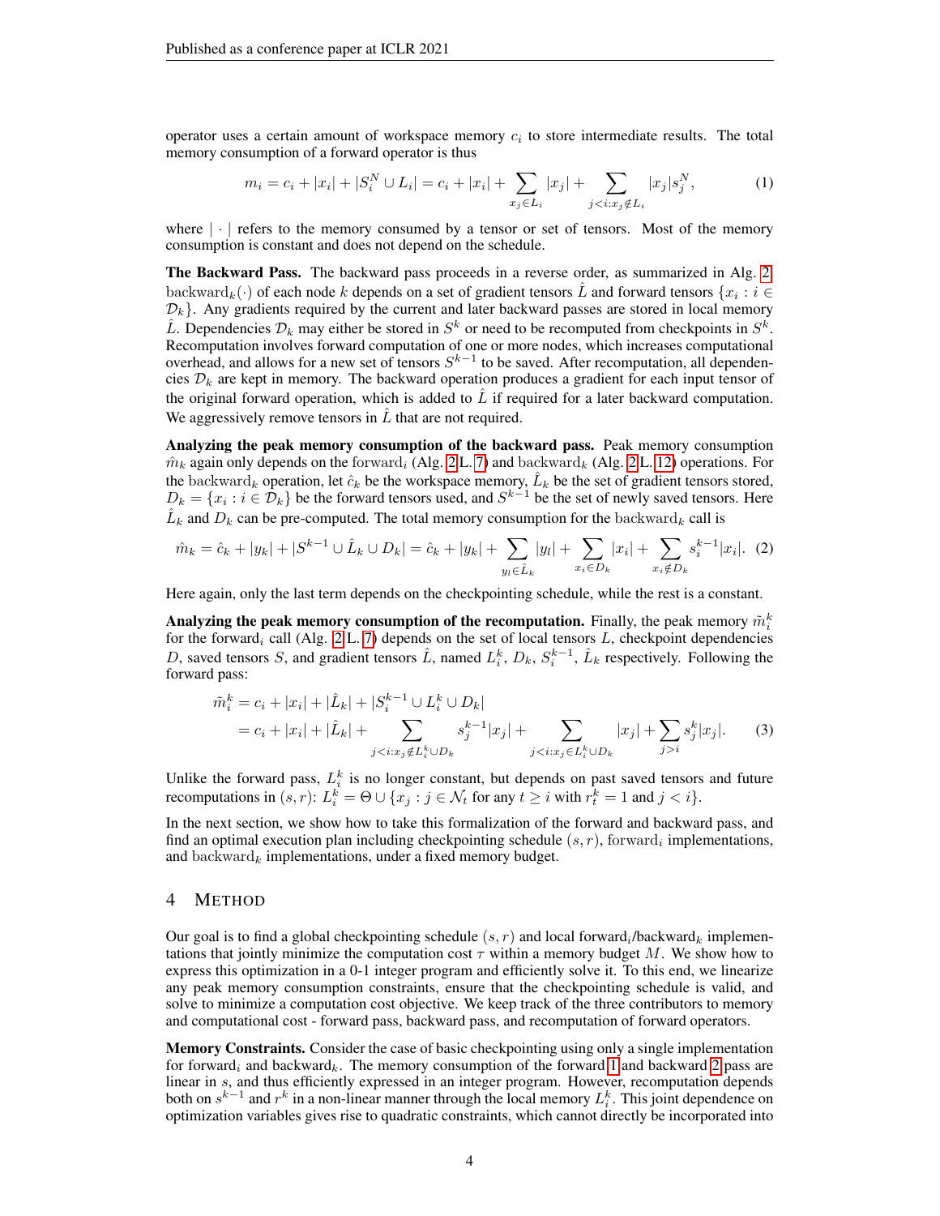operator uses a certain amount of workspace memory $c_i$ to store intermediate results. The total memory consumption of a forward operator is thus

$$m_i = c_i + |x_i| + |S_i^N \cup L_i| = c_i + |x_i| + \sum_{x_j \in L_i} |x_j| + \sum_{j<i: x_j \notin L_i} |x_j| s_j^N, \tag{1}$$

where $|\cdot|$ refers to the memory consumed by a tensor or set of tensors. Most of the memory consumption is constant and does not depend on the schedule.

**The Backward Pass.** The backward pass proceeds in a reverse order, as summarized in Alg. 2. $\text{backward}_k(\cdot)$ of each node $k$ depends on a set of gradient tensors $\hat{L}$ and forward tensors $\{x_i : i \in \mathcal{D}_k\}$. Any gradients required by the current and later backward passes are stored in local memory $\hat{L}$. Dependencies $\mathcal{D}_k$ may either be stored in $S^k$ or need to be recomputed from checkpoints in $S^k$. Recomputation involves forward computation of one or more nodes, which increases computational overhead, and allows for a new set of tensors $S^{k-1}$ to be saved. After recomputation, all dependencies $\mathcal{D}_k$ are kept in memory. The backward operation produces a gradient for each input tensor of the original forward operation, which is added to $\hat{L}$ if required for a later backward computation. We aggressively remove tensors in $\hat{L}$ that are not required.

**Analyzing the peak memory consumption of the backward pass.** Peak memory consumption $\hat{m}_k$ again only depends on the $\text{forward}_i$ (Alg. 2 L. 7) and $\text{backward}_k$ (Alg. 2 L. 12) operations. For the $\text{backward}_k$ operation, let $\hat{c}_k$ be the workspace memory, $\hat{L}_k$ be the set of gradient tensors stored, $D_k = \{x_i : i \in \mathcal{D}_k\}$ be the forward tensors used, and $S^{k-1}$ be the set of newly saved tensors. Here $\hat{L}_k$ and $D_k$ can be pre-computed. The total memory consumption for the $\text{backward}_k$ call is

$$\hat{m}_k = \hat{c}_k + |y_k| + |S^{k-1} \cup \hat{L}_k \cup D_k| = \hat{c}_k + |y_k| + \sum_{y_l \in \hat{L}_k} |y_l| + \sum_{x_i \in D_k} |x_i| + \sum_{x_i \notin D_k} s_i^{k-1} |x_i|. \tag{2}$$

Here again, only the last term depends on the checkpointing schedule, while the rest is a constant.

**Analyzing the peak memory consumption of the recomputation.** Finally, the peak memory $\tilde{m}_i^k$ for the $\text{forward}_i$ call (Alg. 2 L. 7) depends on the set of local tensors $L$, checkpoint dependencies $D$, saved tensors $S$, and gradient tensors $\hat{L}$, named $L_i^k$, $D_k$, $S_i^{k-1}$, $\hat{L}_k$ respectively. Following the forward pass:

$$\begin{aligned}
\tilde{m}_i^k &= c_i + |x_i| + |\hat{L}_k| + |S_i^{k-1} \cup L_i^k \cup D_k| \\
&= c_i + |x_i| + |\hat{L}_k| + \sum_{j<i: x_j \notin L_i^k \cup D_k} s_j^{k-1} |x_j| + \sum_{j<i: x_j \in L_i^k \cup D_k} |x_j| + \sum_{j>i} s_j^k |x_j|.
\end{aligned} \tag{3}$$

Unlike the forward pass, $L_i^k$ is no longer constant, but depends on past saved tensors and future recomputations in $(s, r)$: $L_i^k = \Theta \cup \{x_j : j \in \mathcal{N}_t \text{ for any } t \geq i \text{ with } r_t^k = 1 \text{ and } j < i\}$.

In the next section, we show how to take this formalization of the forward and backward pass, and find an optimal execution plan including checkpointing schedule $(s, r)$, $\text{forward}_i$ implementations, and $\text{backward}_k$ implementations, under a fixed memory budget.

## 4 Method

Our goal is to find a global checkpointing schedule $(s, r)$ and local $\text{forward}_i$/$\text{backward}_k$ implementations that jointly minimize the computation cost $\tau$ within a memory budget $M$. We show how to express this optimization in a 0-1 integer program and efficiently solve it. To this end, we linearize any peak memory consumption constraints, ensure that the checkpointing schedule is valid, and solve to minimize a computation cost objective. We keep track of the three contributors to memory and computational cost - forward pass, backward pass, and recomputation of forward operators.

**Memory Constraints.** Consider the case of basic checkpointing using only a single implementation for $\text{forward}_i$ and $\text{backward}_k$. The memory consumption of the forward 1 and backward 2 pass are linear in $s$, and thus efficiently expressed in an integer program. However, recomputation depends both on $s^{k-1}$ and $r^k$ in a non-linear manner through the local memory $L_i^k$. This joint dependence on optimization variables gives rise to quadratic constraints, which cannot directly be incorporated into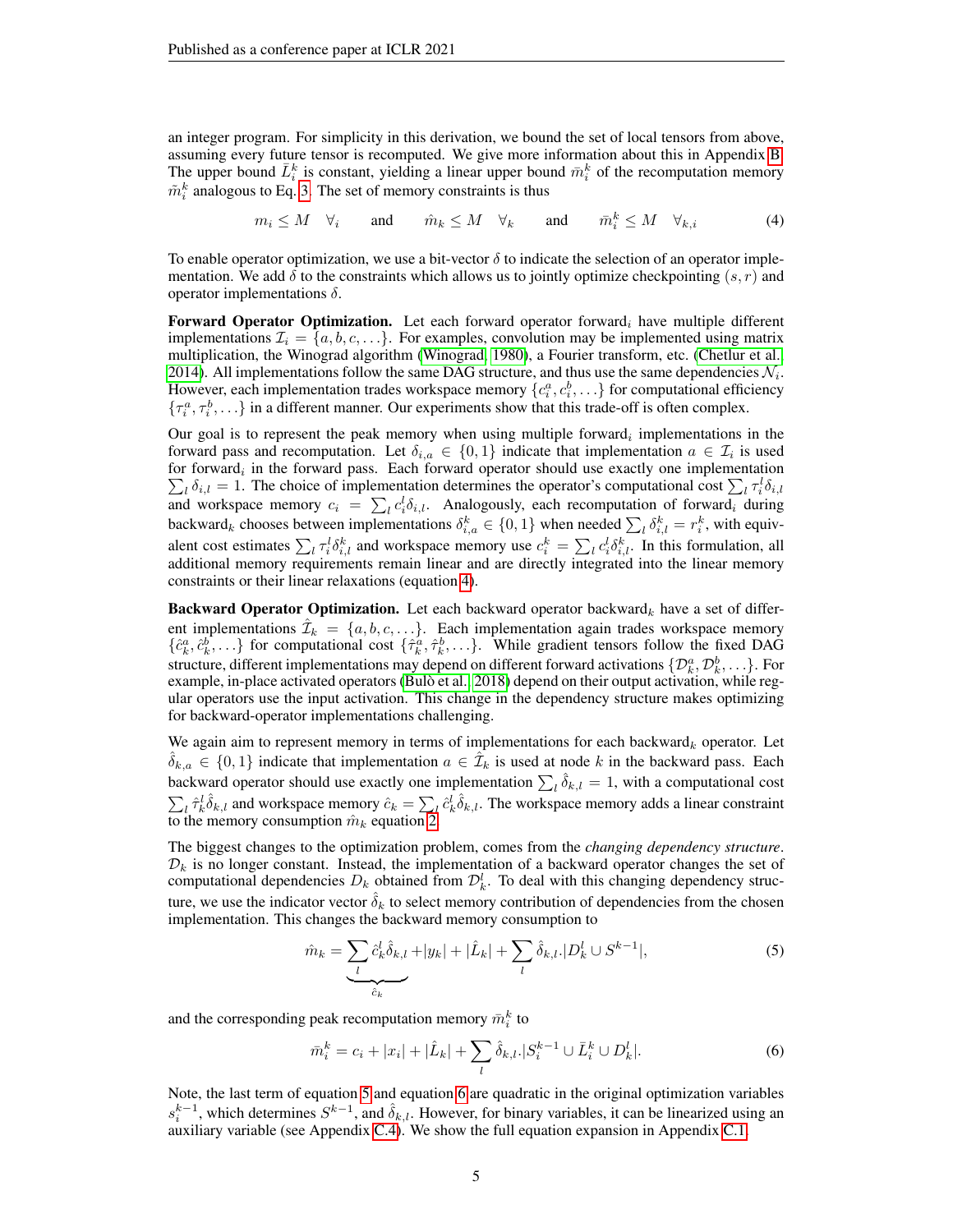an integer program. For simplicity in this derivation, we bound the set of local tensors from above, assuming every future tensor is recomputed. We give more information about this in Appendix B. The upper bound $\bar{L}_i^k$ is constant, yielding a linear upper bound $\bar{m}_i^k$ of the recomputation memory $\tilde{m}_i^k$ analogous to Eq. 3. The set of memory constraints is thus

$$m_i \leq M \quad \forall_i \qquad \text{and} \qquad \hat{m}_k \leq M \quad \forall_k \qquad \text{and} \qquad \bar{m}_i^k \leq M \quad \forall_{k,i} \tag{4}$$

To enable operator optimization, we use a bit-vector $\delta$ to indicate the selection of an operator implementation. We add $\delta$ to the constraints which allows us to jointly optimize checkpointing $(s, r)$ and operator implementations $\delta$.

**Forward Operator Optimization.** Let each forward operator forward$_i$ have multiple different implementations $\mathcal{I}_i = \{a, b, c, \ldots\}$. For examples, convolution may be implemented using matrix multiplication, the Winograd algorithm (Winograd, 1980), a Fourier transform, etc. (Chetlur et al., 2014). All implementations follow the same DAG structure, and thus use the same dependencies $\mathcal{N}_i$. However, each implementation trades workspace memory $\{c_i^a, c_i^b, \ldots\}$ for computational efficiency $\{\tau_i^a, \tau_i^b, \ldots\}$ in a different manner. Our experiments show that this trade-off is often complex.

Our goal is to represent the peak memory when using multiple forward$_i$ implementations in the forward pass and recomputation. Let $\delta_{i,a} \in \{0, 1\}$ indicate that implementation $a \in \mathcal{I}_i$ is used for forward$_i$ in the forward pass. Each forward operator should use exactly one implementation $\sum_l \delta_{i,l} = 1$. The choice of implementation determines the operator's computational cost $\sum_l \tau_i^l \delta_{i,l}$ and workspace memory $c_i = \sum_l c_i^l \delta_{i,l}$. Analogously, each recomputation of forward$_i$ during backward$_k$ chooses between implementations $\delta_{i,a}^k \in \{0, 1\}$ when needed $\sum_l \delta_{i,l}^k = r_i^k$, with equivalent cost estimates $\sum_l \tau_i^l \delta_{i,l}^k$ and workspace memory use $c_i^k = \sum_l c_i^l \delta_{i,l}^k$. In this formulation, all additional memory requirements remain linear and are directly integrated into the linear memory constraints or their linear relaxations (equation 4).

**Backward Operator Optimization.** Let each backward operator backward$_k$ have a set of different implementations $\hat{\mathcal{I}}_k = \{a, b, c, \ldots\}$. Each implementation again trades workspace memory $\{\hat{c}_k^a, \hat{c}_k^b, \ldots\}$ for computational cost $\{\hat{\tau}_k^a, \hat{\tau}_k^b, \ldots\}$. While gradient tensors follow the fixed DAG structure, different implementations may depend on different forward activations $\{\mathcal{D}_k^a, \mathcal{D}_k^b, \ldots\}$. For example, in-place activated operators (Bulò et al., 2018) depend on their output activation, while regular operators use the input activation. This change in the dependency structure makes optimizing for backward-operator implementations challenging.

We again aim to represent memory in terms of implementations for each backward$_k$ operator. Let $\hat{\delta}_{k,a} \in \{0, 1\}$ indicate that implementation $a \in \hat{\mathcal{I}}_k$ is used at node $k$ in the backward pass. Each backward operator should use exactly one implementation $\sum_l \hat{\delta}_{k,l} = 1$, with a computational cost $\sum_l \hat{\tau}_k^l \hat{\delta}_{k,l}$ and workspace memory $\hat{c}_k = \sum_l \hat{c}_k^l \hat{\delta}_{k,l}$. The workspace memory adds a linear constraint to the memory consumption $\hat{m}_k$ equation 2.

The biggest changes to the optimization problem, comes from the *changing dependency structure*. $\mathcal{D}_k$ is no longer constant. Instead, the implementation of a backward operator changes the set of computational dependencies $D_k$ obtained from $\mathcal{D}_k^l$. To deal with this changing dependency structure, we use the indicator vector $\hat{\delta}_k$ to select memory contribution of dependencies from the chosen implementation. This changes the backward memory consumption to

$$\hat{m}_k = \underbrace{\sum_l \hat{c}_k^l \hat{\delta}_{k,l}}_{\hat{c}_k} + |y_k| + |\hat{L}_k| + \sum_l \hat{\delta}_{k,l} . |D_k^l \cup S^{k-1}|, \tag{5}$$

and the corresponding peak recomputation memory $\bar{m}_i^k$ to

$$\bar{m}_i^k = c_i + |x_i| + |\hat{L}_k| + \sum_l \hat{\delta}_{k,l} . |S_i^{k-1} \cup \bar{L}_i^k \cup D_k^l|. \tag{6}$$

Note, the last term of equation 5 and equation 6 are quadratic in the original optimization variables $s_i^{k-1}$, which determines $S^{k-1}$, and $\hat{\delta}_{k,l}$. However, for binary variables, it can be linearized using an auxiliary variable (see Appendix C.4). We show the full equation expansion in Appendix C.1.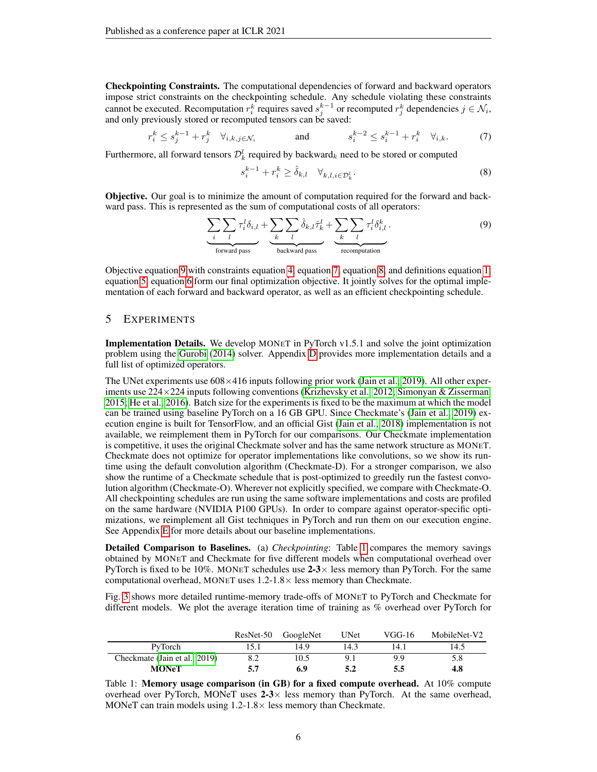**Checkpointing Constraints.** The computational dependencies of forward and backward operators impose strict constraints on the checkpointing schedule. Any schedule violating these constraints cannot be executed. Recomputation $r_i^k$ requires saved $s_j^{k-1}$ or recomputed $r_j^k$ dependencies $j \in \mathcal{N}_i$, and only previously stored or recomputed tensors can be saved:

$$r_i^k \leq s_j^{k-1} + r_j^k \quad \forall_{i,k,j \in \mathcal{N}_i} \qquad \text{and} \qquad s_i^{k-2} \leq s_i^{k-1} + r_i^k \quad \forall_{i,k}. \tag{7}$$

Furthermore, all forward tensors $\mathcal{D}_k^l$ required by backward$_k$ need to be stored or computed

$$s_i^{k-1} + r_i^k \geq \hat{\delta}_{k,l} \quad \forall_{k,l,i \in \mathcal{D}_k^l}. \tag{8}$$

**Objective.** Our goal is to minimize the amount of computation required for the forward and backward pass. This is represented as the sum of computational costs of all operators:

$$\underbrace{\sum_i \sum_l \tau_i^l \delta_{i,l}}_{\text{forward pass}} + \underbrace{\sum_k \sum_l \hat{\delta}_{k,l} \hat{\tau}_k^l}_{\text{backward pass}} + \underbrace{\sum_k \sum_l \tau_i^l \delta_{i,l}^k}_{\text{recomputation}}. \tag{9}$$

Objective equation 9 with constraints equation 4, equation 7, equation 8, and definitions equation 1, equation 5, equation 6 form our final optimization objective. It jointly solves for the optimal implementation of each forward and backward operator, as well as an efficient checkpointing schedule.

## 5 Experiments

**Implementation Details.** We develop MONeT in PyTorch v1.5.1 and solve the joint optimization problem using the Gurobi (2014) solver. Appendix D provides more implementation details and a full list of optimized operators.

The UNet experiments use 608×416 inputs following prior work (Jain et al., 2019). All other experiments use 224×224 inputs following conventions (Krizhevsky et al., 2012; Simonyan & Zisserman, 2015; He et al., 2016). Batch size for the experiments is fixed to be the maximum at which the model can be trained using baseline PyTorch on a 16 GB GPU. Since Checkmate's (Jain et al., 2019) execution engine is built for TensorFlow, and an official Gist (Jain et al., 2018) implementation is not available, we reimplement them in PyTorch for our comparisons. Our Checkmate implementation is competitive, it uses the original Checkmate solver and has the same network structure as MONeT. Checkmate does not optimize for operator implementations like convolutions, so we show its runtime using the default convolution algorithm (Checkmate-D). For a stronger comparison, we also show the runtime of a Checkmate schedule that is post-optimized to greedily run the fastest convolution algorithm (Checkmate-O). Wherever not explicitly specified, we compare with Checkmate-O. All checkpointing schedules are run using the same software implementations and costs are profiled on the same hardware (NVIDIA P100 GPUs). In order to compare against operator-specific optimizations, we reimplement all Gist techniques in PyTorch and run them on our execution engine. See Appendix E for more details about our baseline implementations.

**Detailed Comparison to Baselines.** (a) *Checkpointing*: Table 1 compares the memory savings obtained by MONeT and Checkmate for five different models when computational overhead over PyTorch is fixed to be 10%. MONeT schedules use **2-3**× less memory than PyTorch. For the same computational overhead, MONeT uses 1.2-1.8× less memory than Checkmate.

Fig. 3 shows more detailed runtime-memory trade-offs of MONeT to PyTorch and Checkmate for different models. We plot the average iteration time of training as % overhead over PyTorch for

| | ResNet-50 | GoogleNet | UNet | VGG-16 | MobileNet-V2 |
|---|---|---|---|---|---|
| PyTorch | 15.1 | 14.9 | 14.3 | 14.1 | 14.5 |
| Checkmate (Jain et al., 2019) | 8.2 | 10.5 | 9.1 | 9.9 | 5.8 |
| **MONeT** | **5.7** | **6.9** | **5.2** | **5.5** | **4.8** |

Table 1: **Memory usage comparison (in GB) for a fixed compute overhead.** At 10% compute overhead over PyTorch, MONeT uses **2-3**× less memory than PyTorch. At the same overhead, MONeT can train models using 1.2-1.8× less memory than Checkmate.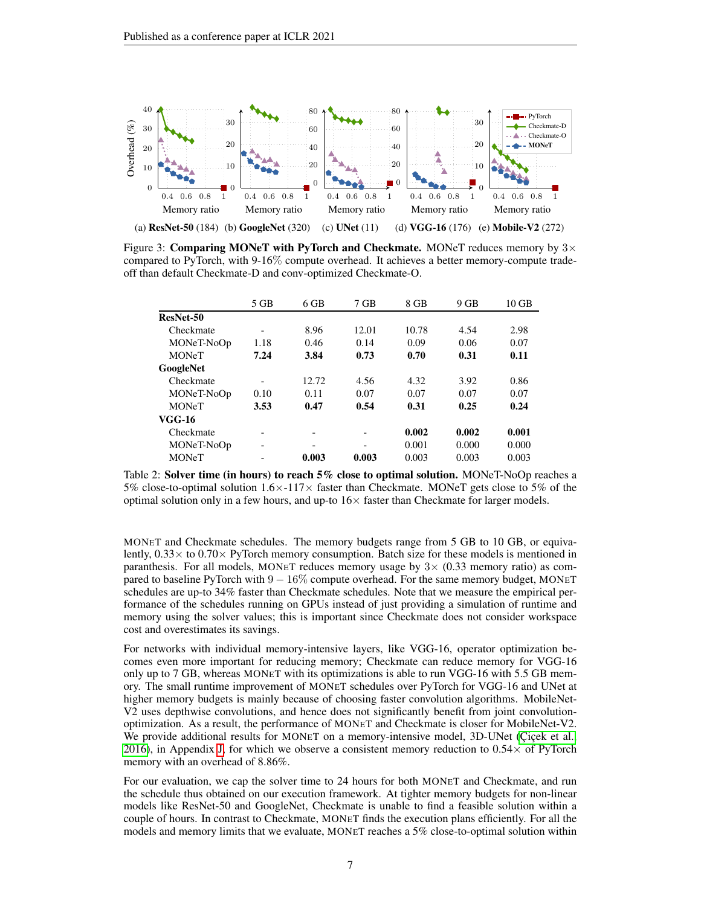(a) **ResNet-50** (184) (b) **GoogleNet** (320) (c) **UNet** (11) (d) **VGG-16** (176) (e) **Mobile-V2** (272)

Figure 3: **Comparing MONeT with PyTorch and Checkmate.** MONeT reduces memory by 3× compared to PyTorch, with 9-16% compute overhead. It achieves a better memory-compute trade-off than default Checkmate-D and conv-optimized Checkmate-O.

| | 5 GB | 6 GB | 7 GB | 8 GB | 9 GB | 10 GB |
|---|---|---|---|---|---|---|
| **ResNet-50** | | | | | | |
| Checkmate | - | 8.96 | 12.01 | 10.78 | 4.54 | 2.98 |
| MONeT-NoOp | 1.18 | 0.46 | 0.14 | 0.09 | 0.06 | 0.07 |
| MONeT | **7.24** | **3.84** | **0.73** | **0.70** | **0.31** | **0.11** |
| **GoogleNet** | | | | | | |
| Checkmate | - | 12.72 | 4.56 | 4.32 | 3.92 | 0.86 |
| MONeT-NoOp | 0.10 | 0.11 | 0.07 | 0.07 | 0.07 | 0.07 |
| MONeT | **3.53** | **0.47** | **0.54** | **0.31** | **0.25** | **0.24** |
| **VGG-16** | | | | | | |
| Checkmate | - | - | - | **0.002** | **0.002** | **0.001** |
| MONeT-NoOp | - | - | - | 0.001 | 0.000 | 0.000 |
| MONeT | - | **0.003** | **0.003** | 0.003 | 0.003 | 0.003 |

Table 2: **Solver time (in hours) to reach 5% close to optimal solution.** MONeT-NoOp reaches a 5% close-to-optimal solution 1.6×-117× faster than Checkmate. MONeT gets close to 5% of the optimal solution only in a few hours, and up-to 16× faster than Checkmate for larger models.

MONeT and Checkmate schedules. The memory budgets range from 5 GB to 10 GB, or equivalently, 0.33× to 0.70× PyTorch memory consumption. Batch size for these models is mentioned in paranthesis. For all models, MONeT reduces memory usage by 3× (0.33 memory ratio) as compared to baseline PyTorch with $9-16\%$ compute overhead. For the same memory budget, MONeT schedules are up-to 34% faster than Checkmate schedules. Note that we measure the empirical performance of the schedules running on GPUs instead of just providing a simulation of runtime and memory using the solver values; this is important since Checkmate does not consider workspace cost and overestimates its savings.

For networks with individual memory-intensive layers, like VGG-16, operator optimization becomes even more important for reducing memory; Checkmate can reduce memory for VGG-16 only up to 7 GB, whereas MONeT with its optimizations is able to run VGG-16 with 5.5 GB memory. The small runtime improvement of MONeT schedules over PyTorch for VGG-16 and UNet at higher memory budgets is mainly because of choosing faster convolution algorithms. MobileNet-V2 uses depthwise convolutions, and hence does not significantly benefit from joint convolution-optimization. As a result, the performance of MONeT and Checkmate is closer for MobileNet-V2. We provide additional results for MONeT on a memory-intensive model, 3D-UNet (Çiçek et al., 2016), in Appendix J, for which we observe a consistent memory reduction to 0.54× of PyTorch memory with an overhead of 8.86%.

For our evaluation, we cap the solver time to 24 hours for both MONeT and Checkmate, and run the schedule thus obtained on our execution framework. At tighter memory budgets for non-linear models like ResNet-50 and GoogleNet, Checkmate is unable to find a feasible solution within a couple of hours. In contrast to Checkmate, MONeT finds the execution plans efficiently. For all the models and memory limits that we evaluate, MONeT reaches a 5% close-to-optimal solution within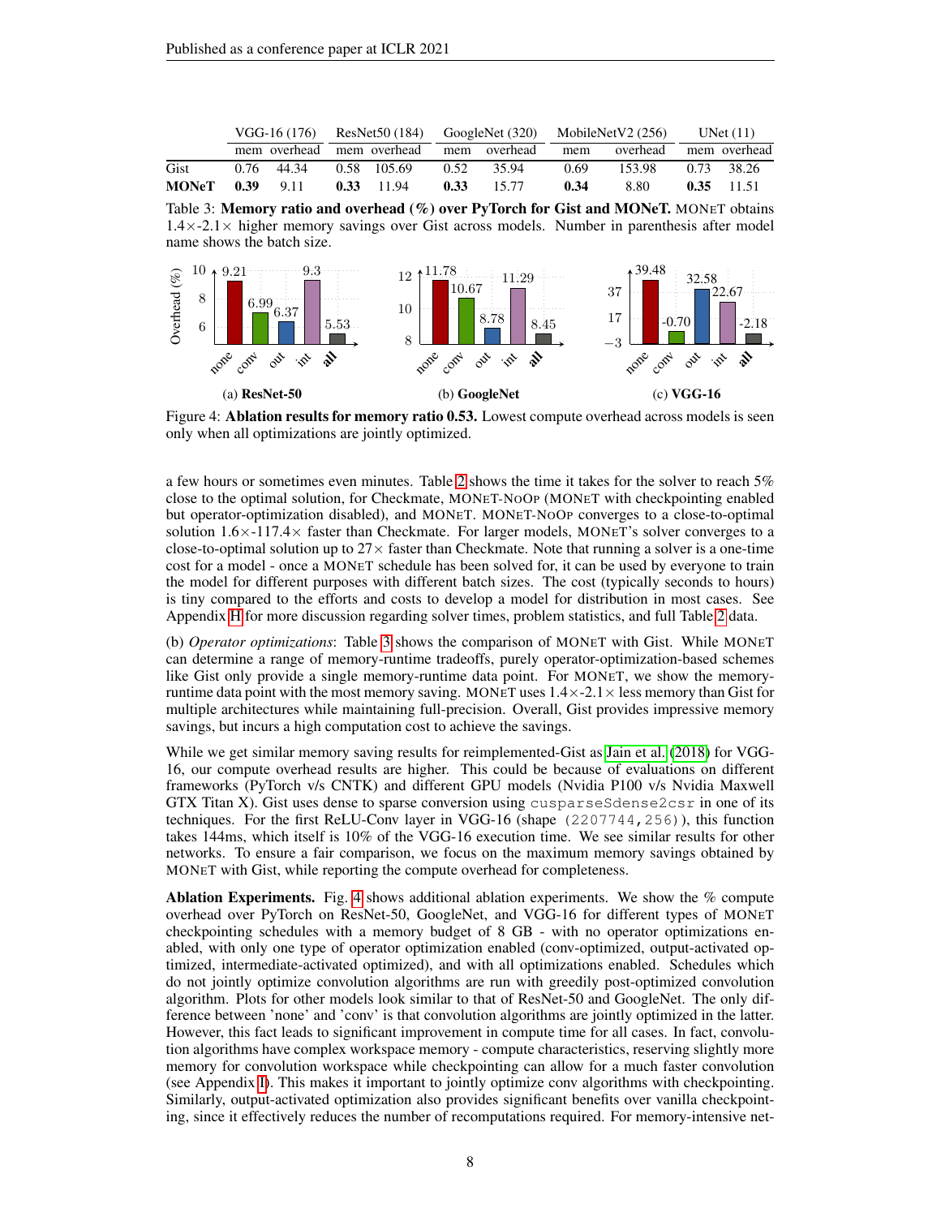| | VGG-16 (176) | | ResNet50 (184) | | GoogleNet (320) | | MobileNetV2 (256) | | UNet (11) | |
|---|---|---|---|---|---|---|---|---|---|---|
| | mem | overhead | mem | overhead | mem | overhead | mem | overhead | mem | overhead |
| Gist | 0.76 | 44.34 | 0.58 | 105.69 | 0.52 | 35.94 | 0.69 | 153.98 | 0.73 | 38.26 |
| **MONeT** | **0.39** | 9.11 | **0.33** | 11.94 | **0.33** | 15.77 | **0.34** | 8.80 | **0.35** | 11.51 |

Table 3: **Memory ratio and overhead (%) over PyTorch for Gist and MONeT.** MONeT obtains 1.4×-2.1× higher memory savings over Gist across models. Number in parenthesis after model name shows the batch size.

Figure 4: **Ablation results for memory ratio 0.53.** Lowest compute overhead across models is seen only when all optimizations are jointly optimized.

a few hours or sometimes even minutes. Table 2 shows the time it takes for the solver to reach 5% close to the optimal solution, for Checkmate, MONeT-NoOp (MONeT with checkpointing enabled but operator-optimization disabled), and MONeT. MONeT-NoOp converges to a close-to-optimal solution 1.6×-117.4× faster than Checkmate. For larger models, MONeT's solver converges to a close-to-optimal solution up to 27× faster than Checkmate. Note that running a solver is a one-time cost for a model - once a MONeT schedule has been solved for, it can be used by everyone to train the model for different purposes with different batch sizes. The cost (typically seconds to hours) is tiny compared to the efforts and costs to develop a model for distribution in most cases. See Appendix H for more discussion regarding solver times, problem statistics, and full Table 2 data.

(b) *Operator optimizations*: Table 3 shows the comparison of MONeT with Gist. While MONeT can determine a range of memory-runtime tradeoffs, purely operator-optimization-based schemes like Gist only provide a single memory-runtime data point. For MONeT, we show the memory-runtime data point with the most memory saving. MONeT uses 1.4×-2.1× less memory than Gist for multiple architectures while maintaining full-precision. Overall, Gist provides impressive memory savings, but incurs a high computation cost to achieve the savings.

While we get similar memory saving results for reimplemented-Gist as Jain et al. (2018) for VGG-16, our compute overhead results are higher. This could be because of evaluations on different frameworks (PyTorch v/s CNTK) and different GPU models (Nvidia P100 v/s Nvidia Maxwell GTX Titan X). Gist uses dense to sparse conversion using `cusparseSdense2csr` in one of its techniques. For the first ReLU-Conv layer in VGG-16 (shape `(2207744,256)`), this function takes 144ms, which itself is 10% of the VGG-16 execution time. We see similar results for other networks. To ensure a fair comparison, we focus on the maximum memory savings obtained by MONeT with Gist, while reporting the compute overhead for completeness.

**Ablation Experiments.** Fig. 4 shows additional ablation experiments. We show the % compute overhead over PyTorch on ResNet-50, GoogleNet, and VGG-16 for different types of MONeT checkpointing schedules with a memory budget of 8 GB - with no operator optimizations enabled, with only one type of operator optimization enabled (conv-optimized, output-activated optimized, intermediate-activated optimized), and with all optimizations enabled. Schedules which do not jointly optimize convolution algorithms are run with greedily post-optimized convolution algorithm. Plots for other models look similar to that of ResNet-50 and GoogleNet. The only difference between 'none' and 'conv' is that convolution algorithms are jointly optimized in the latter. However, this fact leads to significant improvement in compute time for all cases. In fact, convolution algorithms have complex workspace memory - compute characteristics, reserving slightly more memory for convolution workspace while checkpointing can allow for a much faster convolution (see Appendix I). This makes it important to jointly optimize conv algorithms with checkpointing. Similarly, output-activated optimization also provides significant benefits over vanilla checkpointing, since it effectively reduces the number of recomputations required. For memory-intensive net-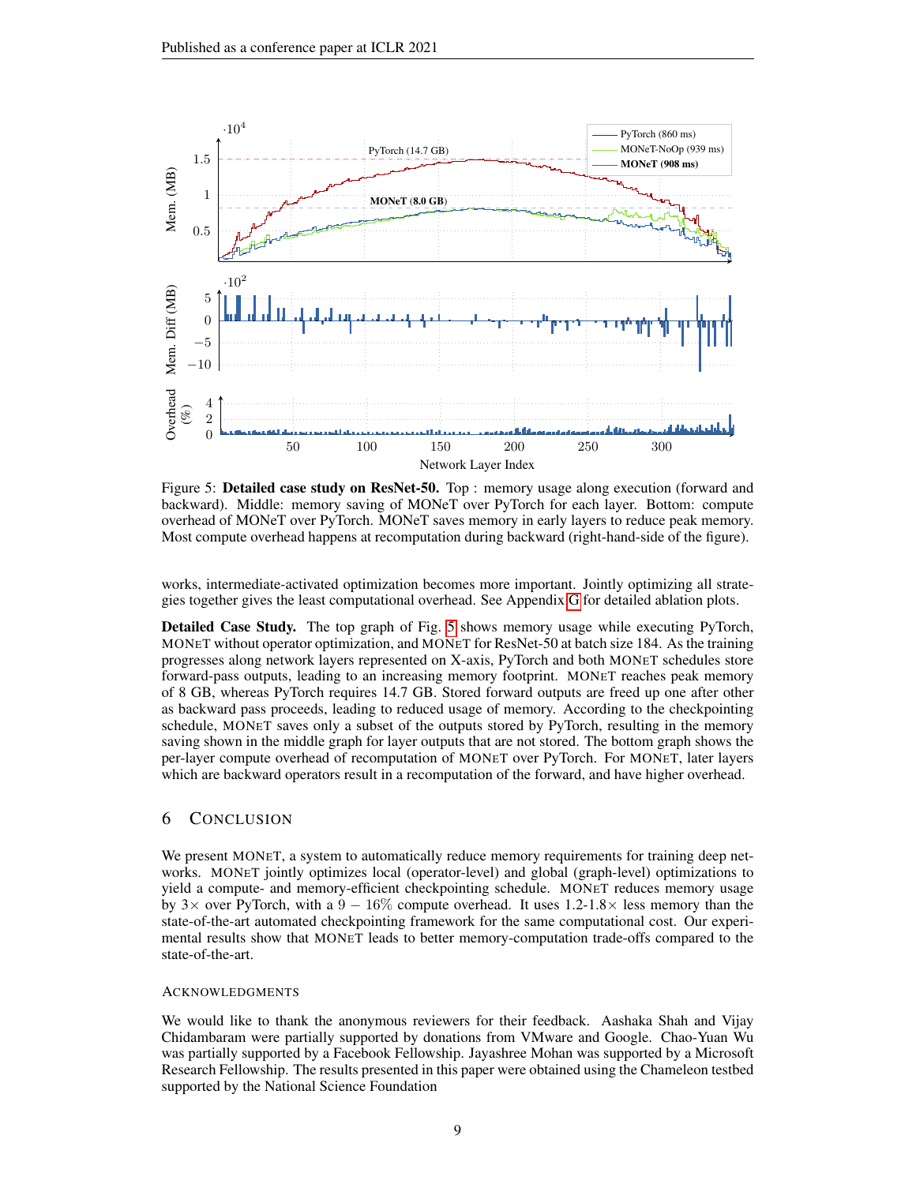Figure 5: **Detailed case study on ResNet-50.** Top : memory usage along execution (forward and backward). Middle: memory saving of MONeT over PyTorch for each layer. Bottom: compute overhead of MONeT over PyTorch. MONeT saves memory in early layers to reduce peak memory. Most compute overhead happens at recomputation during backward (right-hand-side of the figure).

works, intermediate-activated optimization becomes more important. Jointly optimizing all strategies together gives the least computational overhead. See Appendix G for detailed ablation plots.

**Detailed Case Study.** The top graph of Fig. 5 shows memory usage while executing PyTorch, MONeT without operator optimization, and MONeT for ResNet-50 at batch size 184. As the training progresses along network layers represented on X-axis, PyTorch and both MONeT schedules store forward-pass outputs, leading to an increasing memory footprint. MONeT reaches peak memory of 8 GB, whereas PyTorch requires 14.7 GB. Stored forward outputs are freed up one after other as backward pass proceeds, leading to reduced usage of memory. According to the checkpointing schedule, MONeT saves only a subset of the outputs stored by PyTorch, resulting in the memory saving shown in the middle graph for layer outputs that are not stored. The bottom graph shows the per-layer compute overhead of recomputation of MONeT over PyTorch. For MONeT, later layers which are backward operators result in a recomputation of the forward, and have higher overhead.

## 6 Conclusion

We present MONeT, a system to automatically reduce memory requirements for training deep networks. MONeT jointly optimizes local (operator-level) and global (graph-level) optimizations to yield a compute- and memory-efficient checkpointing schedule. MONeT reduces memory usage by $3\times$ over PyTorch, with a $9-16\%$ compute overhead. It uses 1.2-1.8$\times$ less memory than the state-of-the-art automated checkpointing framework for the same computational cost. Our experimental results show that MONeT leads to better memory-computation trade-offs compared to the state-of-the-art.

### Acknowledgments

We would like to thank the anonymous reviewers for their feedback. Aashaka Shah and Vijay Chidambaram were partially supported by donations from VMware and Google. Chao-Yuan Wu was partially supported by a Facebook Fellowship. Jayashree Mohan was supported by a Microsoft Research Fellowship. The results presented in this paper were obtained using the Chameleon testbed supported by the National Science Foundation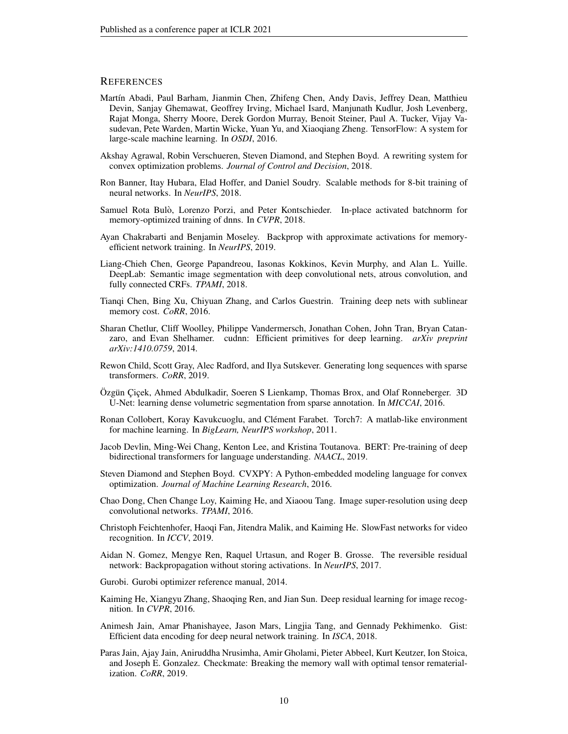## References

Martín Abadi, Paul Barham, Jianmin Chen, Zhifeng Chen, Andy Davis, Jeffrey Dean, Matthieu Devin, Sanjay Ghemawat, Geoffrey Irving, Michael Isard, Manjunath Kudlur, Josh Levenberg, Rajat Monga, Sherry Moore, Derek Gordon Murray, Benoit Steiner, Paul A. Tucker, Vijay Vasudevan, Pete Warden, Martin Wicke, Yuan Yu, and Xiaoqiang Zheng. TensorFlow: A system for large-scale machine learning. In *OSDI*, 2016.

Akshay Agrawal, Robin Verschueren, Steven Diamond, and Stephen Boyd. A rewriting system for convex optimization problems. *Journal of Control and Decision*, 2018.

Ron Banner, Itay Hubara, Elad Hoffer, and Daniel Soudry. Scalable methods for 8-bit training of neural networks. In *NeurIPS*, 2018.

Samuel Rota Bulò, Lorenzo Porzi, and Peter Kontschieder. In-place activated batchnorm for memory-optimized training of dnns. In *CVPR*, 2018.

Ayan Chakrabarti and Benjamin Moseley. Backprop with approximate activations for memory-efficient network training. In *NeurIPS*, 2019.

Liang-Chieh Chen, George Papandreou, Iasonas Kokkinos, Kevin Murphy, and Alan L. Yuille. DeepLab: Semantic image segmentation with deep convolutional nets, atrous convolution, and fully connected CRFs. *TPAMI*, 2018.

Tianqi Chen, Bing Xu, Chiyuan Zhang, and Carlos Guestrin. Training deep nets with sublinear memory cost. *CoRR*, 2016.

Sharan Chetlur, Cliff Woolley, Philippe Vandermersch, Jonathan Cohen, John Tran, Bryan Catanzaro, and Evan Shelhamer. cudnn: Efficient primitives for deep learning. *arXiv preprint arXiv:1410.0759*, 2014.

Rewon Child, Scott Gray, Alec Radford, and Ilya Sutskever. Generating long sequences with sparse transformers. *CoRR*, 2019.

Özgün Çiçek, Ahmed Abdulkadir, Soeren S Lienkamp, Thomas Brox, and Olaf Ronneberger. 3D U-Net: learning dense volumetric segmentation from sparse annotation. In *MICCAI*, 2016.

Ronan Collobert, Koray Kavukcuoglu, and Clément Farabet. Torch7: A matlab-like environment for machine learning. In *BigLearn, NeurIPS workshop*, 2011.

Jacob Devlin, Ming-Wei Chang, Kenton Lee, and Kristina Toutanova. BERT: Pre-training of deep bidirectional transformers for language understanding. *NAACL*, 2019.

Steven Diamond and Stephen Boyd. CVXPY: A Python-embedded modeling language for convex optimization. *Journal of Machine Learning Research*, 2016.

Chao Dong, Chen Change Loy, Kaiming He, and Xiaoou Tang. Image super-resolution using deep convolutional networks. *TPAMI*, 2016.

Christoph Feichtenhofer, Haoqi Fan, Jitendra Malik, and Kaiming He. SlowFast networks for video recognition. In *ICCV*, 2019.

Aidan N. Gomez, Mengye Ren, Raquel Urtasun, and Roger B. Grosse. The reversible residual network: Backpropagation without storing activations. In *NeurIPS*, 2017.

Gurobi. Gurobi optimizer reference manual, 2014.

Kaiming He, Xiangyu Zhang, Shaoqing Ren, and Jian Sun. Deep residual learning for image recognition. In *CVPR*, 2016.

Animesh Jain, Amar Phanishayee, Jason Mars, Lingjia Tang, and Gennady Pekhimenko. Gist: Efficient data encoding for deep neural network training. In *ISCA*, 2018.

Paras Jain, Ajay Jain, Aniruddha Nrusimha, Amir Gholami, Pieter Abbeel, Kurt Keutzer, Ion Stoica, and Joseph E. Gonzalez. Checkmate: Breaking the memory wall with optimal tensor rematerialization. *CoRR*, 2019.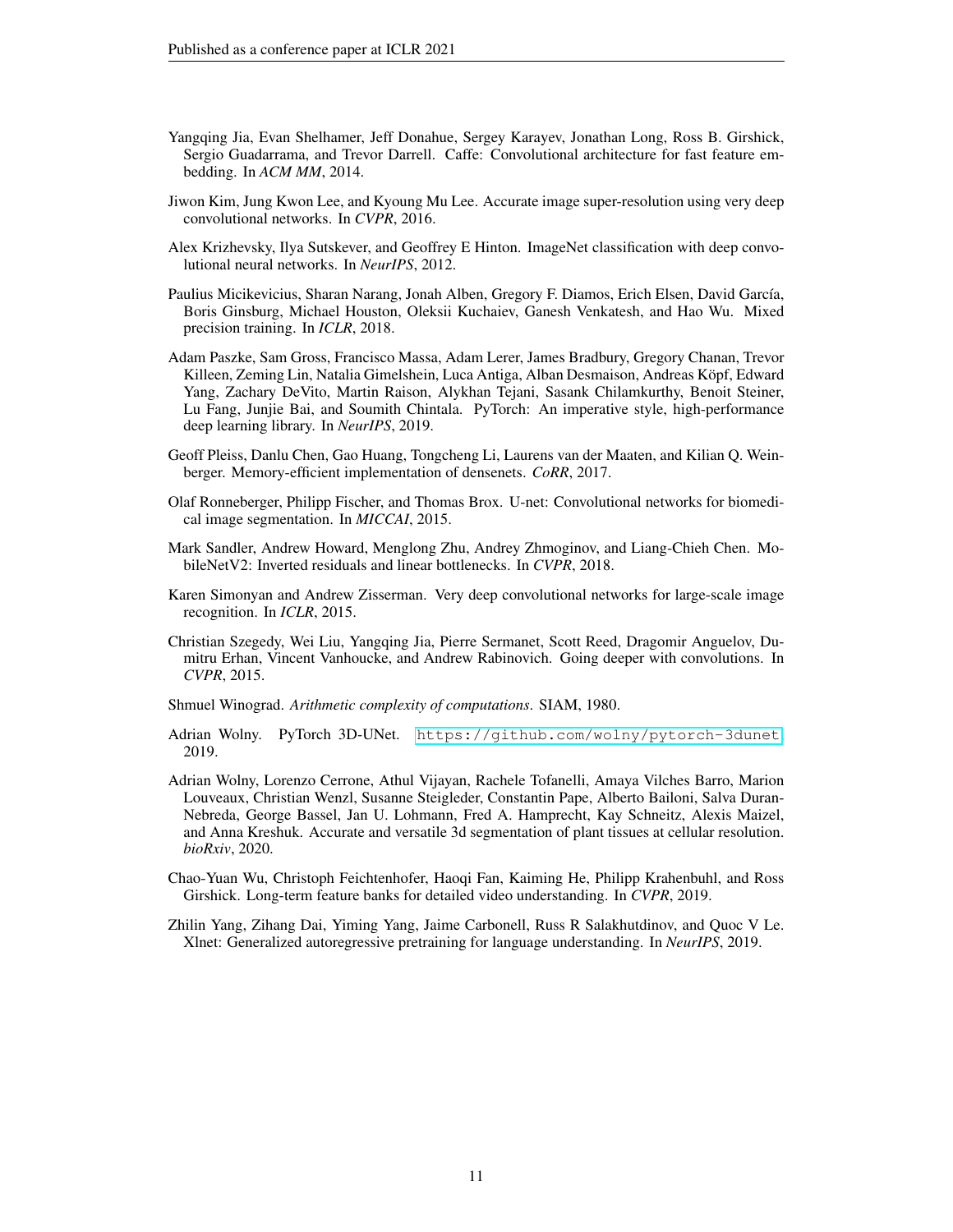Yangqing Jia, Evan Shelhamer, Jeff Donahue, Sergey Karayev, Jonathan Long, Ross B. Girshick, Sergio Guadarrama, and Trevor Darrell. Caffe: Convolutional architecture for fast feature embedding. In *ACM MM*, 2014.

Jiwon Kim, Jung Kwon Lee, and Kyoung Mu Lee. Accurate image super-resolution using very deep convolutional networks. In *CVPR*, 2016.

Alex Krizhevsky, Ilya Sutskever, and Geoffrey E Hinton. ImageNet classification with deep convolutional neural networks. In *NeurIPS*, 2012.

Paulius Micikevicius, Sharan Narang, Jonah Alben, Gregory F. Diamos, Erich Elsen, David García, Boris Ginsburg, Michael Houston, Oleksii Kuchaiev, Ganesh Venkatesh, and Hao Wu. Mixed precision training. In *ICLR*, 2018.

Adam Paszke, Sam Gross, Francisco Massa, Adam Lerer, James Bradbury, Gregory Chanan, Trevor Killeen, Zeming Lin, Natalia Gimelshein, Luca Antiga, Alban Desmaison, Andreas Köpf, Edward Yang, Zachary DeVito, Martin Raison, Alykhan Tejani, Sasank Chilamkurthy, Benoit Steiner, Lu Fang, Junjie Bai, and Soumith Chintala. PyTorch: An imperative style, high-performance deep learning library. In *NeurIPS*, 2019.

Geoff Pleiss, Danlu Chen, Gao Huang, Tongcheng Li, Laurens van der Maaten, and Kilian Q. Weinberger. Memory-efficient implementation of densenets. *CoRR*, 2017.

Olaf Ronneberger, Philipp Fischer, and Thomas Brox. U-net: Convolutional networks for biomedical image segmentation. In *MICCAI*, 2015.

Mark Sandler, Andrew Howard, Menglong Zhu, Andrey Zhmoginov, and Liang-Chieh Chen. MobileNetV2: Inverted residuals and linear bottlenecks. In *CVPR*, 2018.

Karen Simonyan and Andrew Zisserman. Very deep convolutional networks for large-scale image recognition. In *ICLR*, 2015.

Christian Szegedy, Wei Liu, Yangqing Jia, Pierre Sermanet, Scott Reed, Dragomir Anguelov, Dumitru Erhan, Vincent Vanhoucke, and Andrew Rabinovich. Going deeper with convolutions. In *CVPR*, 2015.

Shmuel Winograd. *Arithmetic complexity of computations*. SIAM, 1980.

Adrian Wolny. PyTorch 3D-UNet. https://github.com/wolny/pytorch-3dunet, 2019.

Adrian Wolny, Lorenzo Cerrone, Athul Vijayan, Rachele Tofanelli, Amaya Vilches Barro, Marion Louveaux, Christian Wenzl, Susanne Steigleder, Constantin Pape, Alberto Bailoni, Salva Duran-Nebreda, George Bassel, Jan U. Lohmann, Fred A. Hamprecht, Kay Schneitz, Alexis Maizel, and Anna Kreshuk. Accurate and versatile 3d segmentation of plant tissues at cellular resolution. *bioRxiv*, 2020.

Chao-Yuan Wu, Christoph Feichtenhofer, Haoqi Fan, Kaiming He, Philipp Krahenbuhl, and Ross Girshick. Long-term feature banks for detailed video understanding. In *CVPR*, 2019.

Zhilin Yang, Zihang Dai, Yiming Yang, Jaime Carbonell, Russ R Salakhutdinov, and Quoc V Le. Xlnet: Generalized autoregressive pretraining for language understanding. In *NeurIPS*, 2019.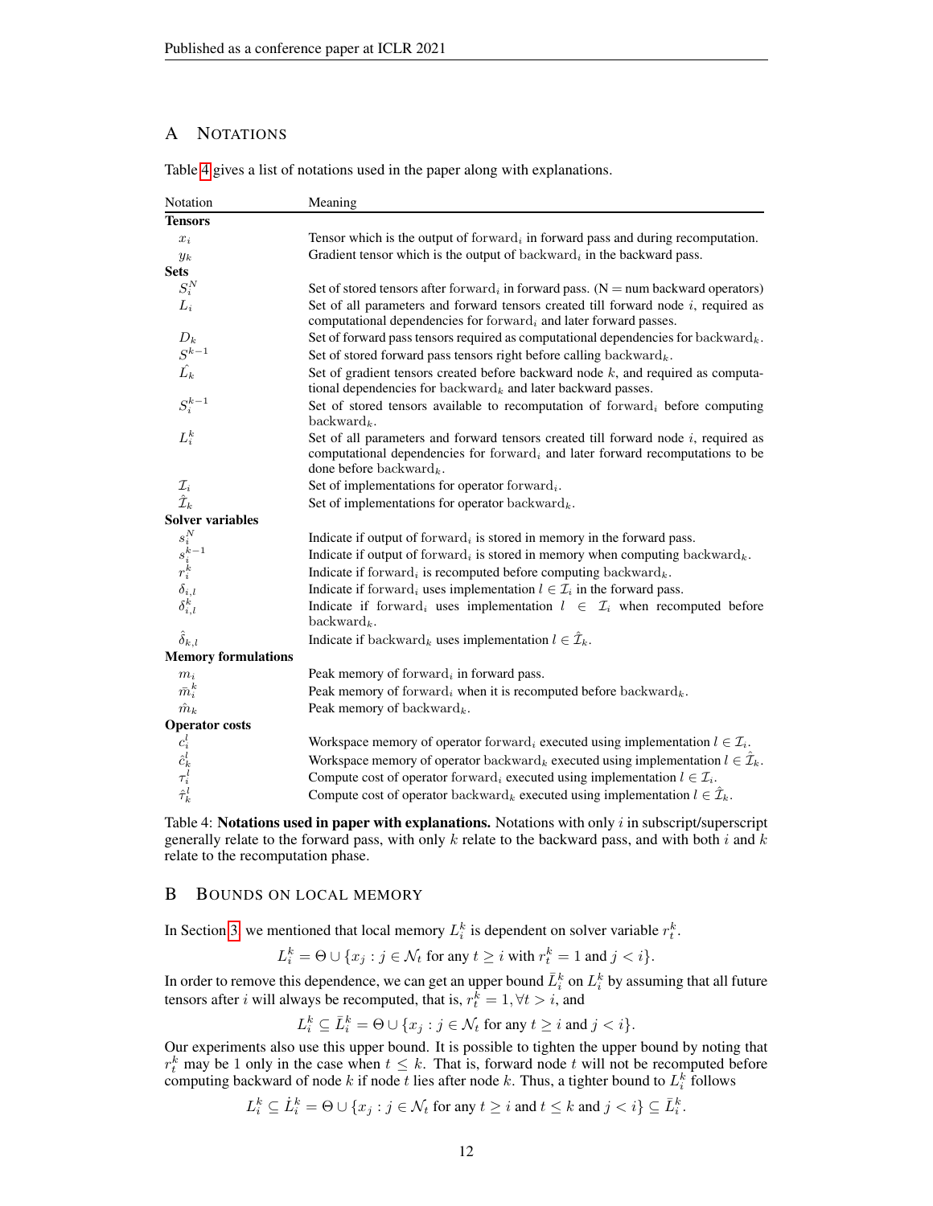## A Notations

Table 4 gives a list of notations used in the paper along with explanations.

| Notation | Meaning |
|---|---|
| **Tensors** | |
| $x_i$ | Tensor which is the output of $\text{forward}_i$ in forward pass and during recomputation. |
| $y_k$ | Gradient tensor which is the output of $\text{backward}_i$ in the backward pass. |
| **Sets** | |
| $S_i^N$ | Set of stored tensors after $\text{forward}_i$ in forward pass. (N = num backward operators) |
| $L_i$ | Set of all parameters and forward tensors created till forward node $i$, required as computational dependencies for $\text{forward}_i$ and later forward passes. |
| $D_k$ | Set of forward pass tensors required as computational dependencies for $\text{backward}_k$. |
| $S^{k-1}$ | Set of stored forward pass tensors right before calling $\text{backward}_k$. |
| $\hat{L}_k$ | Set of gradient tensors created before backward node $k$, and required as computational dependencies for $\text{backward}_k$ and later backward passes. |
| $S_i^{k-1}$ | Set of stored tensors available to recomputation of $\text{forward}_i$ before computing $\text{backward}_k$. |
| $L_i^k$ | Set of all parameters and forward tensors created till forward node $i$, required as computational dependencies for $\text{forward}_i$ and later forward recomputations to be done before $\text{backward}_k$. |
| $\mathcal{I}_i$ | Set of implementations for operator $\text{forward}_i$. |
| $\hat{\mathcal{I}}_k$ | Set of implementations for operator $\text{backward}_k$. |
| **Solver variables** | |
| $s_i^N$ | Indicate if output of $\text{forward}_i$ is stored in memory in the forward pass. |
| $s_i^{k-1}$ | Indicate if output of $\text{forward}_i$ is stored in memory when computing $\text{backward}_k$. |
| $r_i^k$ | Indicate if $\text{forward}_i$ is recomputed before computing $\text{backward}_k$. |
| $\delta_{i,l}$ | Indicate if $\text{forward}_i$ uses implementation $l \in \mathcal{I}_i$ in the forward pass. |
| $\delta_{i,l}^k$ | Indicate if $\text{forward}_i$ uses implementation $l \in \mathcal{I}_i$ when recomputed before $\text{backward}_k$. |
| $\hat{\delta}_{k,l}$ | Indicate if $\text{backward}_k$ uses implementation $l \in \hat{\mathcal{I}}_k$. |
| **Memory formulations** | |
| $m_i$ | Peak memory of $\text{forward}_i$ in forward pass. |
| $\bar{m}_i^k$ | Peak memory of $\text{forward}_i$ when it is recomputed before $\text{backward}_k$. |
| $\hat{m}_k$ | Peak memory of $\text{backward}_k$. |
| **Operator costs** | |
| $c_i^l$ | Workspace memory of operator $\text{forward}_i$ executed using implementation $l \in \mathcal{I}_i$. |
| $\hat{c}_k^l$ | Workspace memory of operator $\text{backward}_k$ executed using implementation $l \in \hat{\mathcal{I}}_k$. |
| $\tau_i^l$ | Compute cost of operator $\text{forward}_i$ executed using implementation $l \in \mathcal{I}_i$. |
| $\hat{\tau}_k^l$ | Compute cost of operator $\text{backward}_k$ executed using implementation $l \in \hat{\mathcal{I}}_k$. |

Table 4: **Notations used in paper with explanations.** Notations with only $i$ in subscript/superscript generally relate to the forward pass, with only $k$ relate to the backward pass, and with both $i$ and $k$ relate to the recomputation phase.

## B Bounds on Local Memory

In Section 3, we mentioned that local memory $L_i^k$ is dependent on solver variable $r_t^k$.

$$L_i^k = \Theta \cup \{x_j : j \in \mathcal{N}_t \text{ for any } t \geq i \text{ with } r_t^k = 1 \text{ and } j < i\}.$$

In order to remove this dependence, we can get an upper bound $\bar{L}_i^k$ on $L_i^k$ by assuming that all future tensors after $i$ will always be recomputed, that is, $r_t^k = 1, \forall t > i$, and

$$L_i^k \subseteq \bar{L}_i^k = \Theta \cup \{x_j : j \in \mathcal{N}_t \text{ for any } t \geq i \text{ and } j < i\}.$$

Our experiments also use this upper bound. It is possible to tighten the upper bound by noting that $r_t^k$ may be 1 only in the case when $t \leq k$. That is, forward node $t$ will not be recomputed before computing backward of node $k$ if node $t$ lies after node $k$. Thus, a tighter bound to $L_i^k$ follows

$$L_i^k \subseteq \dot{L}_i^k = \Theta \cup \{x_j : j \in \mathcal{N}_t \text{ for any } t \geq i \text{ and } t \leq k \text{ and } j < i\} \subseteq \bar{L}_i^k.$$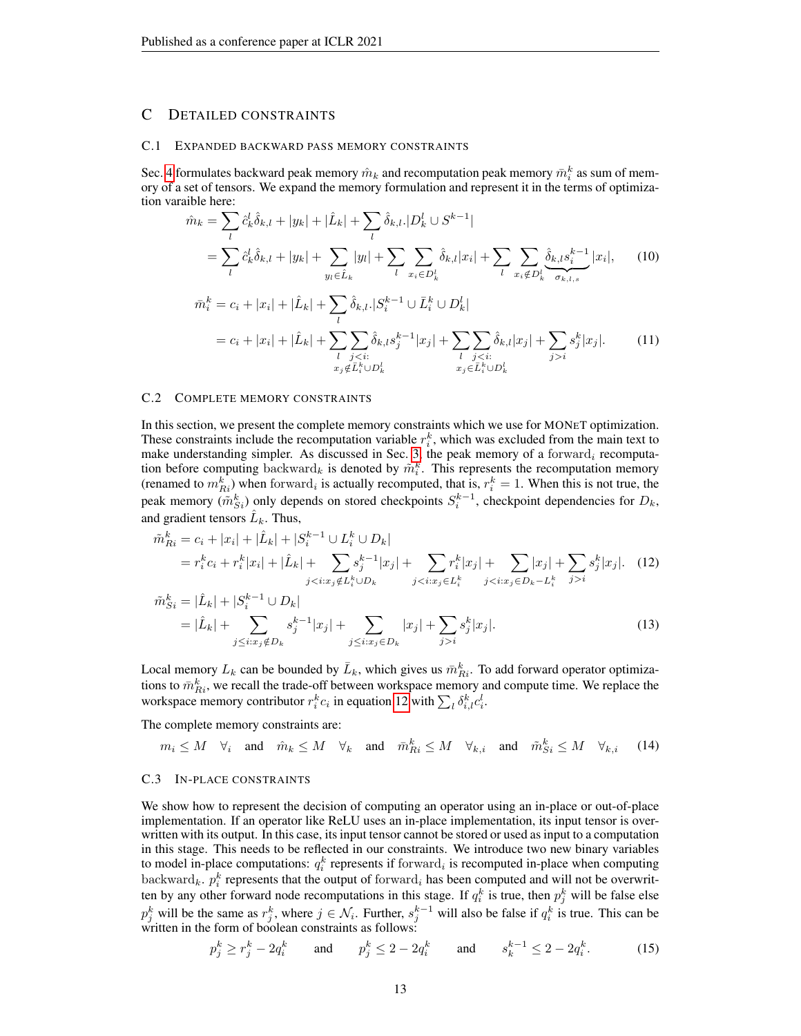# C Detailed Constraints

## C.1 Expanded Backward Pass Memory Constraints

Sec. 4 formulates backward peak memory $\hat{m}_k$ and recomputation peak memory $\bar{m}_i^k$ as sum of memory of a set of tensors. We expand the memory formulation and represent it in the terms of optimization varaible here:

$$
\begin{aligned}
\hat{m}_k &= \sum_l \hat{c}_k^l \hat{\delta}_{k,l} + |y_k| + |\hat{L}_k| + \sum_l \hat{\delta}_{k,l}.|D_k^l \cup S^{k-1}| \\
&= \sum_l \hat{c}_k^l \hat{\delta}_{k,l} + |y_k| + \sum_{y_l \in \hat{L}_k} |y_l| + \sum_l \sum_{x_i \in D_k^l} \hat{\delta}_{k,l} |x_i| + \sum_l \sum_{x_i \notin D_k^l} \underbrace{\hat{\delta}_{k,l} s_i^{k-1}}_{\sigma_{k,l,s}} |x_i|, \qquad (10)
\end{aligned}
$$

$$
\begin{aligned}
\bar{m}_i^k &= c_i + |x_i| + |\hat{L}_k| + \sum_l \hat{\delta}_{k,l}.|S_i^{k-1} \cup \bar{L}_i^k \cup D_k^l| \\
&= c_i + |x_i| + |\hat{L}_k| + \sum_l \sum_{\substack{j<i: \\ x_j \notin \bar{L}_i^k \cup D_k^l}} \hat{\delta}_{k,l} s_j^{k-1} |x_j| + \sum_l \sum_{\substack{j<i: \\ x_j \in \bar{L}_i^k \cup D_k^l}} \hat{\delta}_{k,l} |x_j| + \sum_{j>i} s_j^k |x_j|. \qquad (11)
\end{aligned}
$$

## C.2 Complete Memory Constraints

In this section, we present the complete memory constraints which we use for MONeT optimization. These constraints include the recomputation variable $r_i^k$, which was excluded from the main text to make understanding simpler. As discussed in Sec. 3, the peak memory of a $\text{forward}_i$ recomputation before computing $\text{backward}_k$ is denoted by $\tilde{m}_i^k$. This represents the recomputation memory (renamed to $m_{Ri}^k$) when $\text{forward}_i$ is actually recomputed, that is, $r_i^k = 1$. When this is not true, the peak memory ($\tilde{m}_{Si}^k$) only depends on stored checkpoints $S_i^{k-1}$, checkpoint dependencies for $D_k$, and gradient tensors $\hat{L}_k$. Thus,

$$
\begin{aligned}
\tilde{m}_{Ri}^k &= c_i + |x_i| + |\hat{L}_k| + |S_i^{k-1} \cup L_i^k \cup D_k| \\
&= r_i^k c_i + r_i^k |x_i| + |\hat{L}_k| + \sum_{j<i: x_j \notin L_i^k \cup D_k} s_j^{k-1} |x_j| + \sum_{j<i: x_j \in L_i^k} r_i^k |x_j| + \sum_{j<i: x_j \in D_k - L_i^k} |x_j| + \sum_{j>i} s_j^k |x_j|. \qquad (12)
\end{aligned}
$$

$$
\begin{aligned}
\tilde{m}_{Si}^k &= |\hat{L}_k| + |S_i^{k-1} \cup D_k| \\
&= |\hat{L}_k| + \sum_{j \le i: x_j \notin D_k} s_j^{k-1} |x_j| + \sum_{j \le i: x_j \in D_k} |x_j| + \sum_{j>i} s_j^k |x_j|. \qquad (13)
\end{aligned}
$$

Local memory $L_k$ can be bounded by $\bar{L}_k$, which gives us $\bar{m}_{Ri}^k$. To add forward operator optimizations to $\bar{m}_{Ri}^k$, we recall the trade-off between workspace memory and compute time. We replace the workspace memory contributor $r_i^k c_i$ in equation 12 with $\sum_l \delta_{i,l}^k c_i^l$.

The complete memory constraints are:

$$
m_i \le M \quad \forall_i \quad \text{and} \quad \hat{m}_k \le M \quad \forall_k \quad \text{and} \quad \bar{m}_{Ri}^k \le M \quad \forall_{k,i} \quad \text{and} \quad \tilde{m}_{Si}^k \le M \quad \forall_{k,i} \qquad (14)
$$

## C.3 In-place Constraints

We show how to represent the decision of computing an operator using an in-place or out-of-place implementation. If an operator like ReLU uses an in-place implementation, its input tensor is overwritten with its output. In this case, its input tensor cannot be stored or used as input to a computation in this stage. This needs to be reflected in our constraints. We introduce two new binary variables to model in-place computations: $q_i^k$ represents if $\text{forward}_i$ is recomputed in-place when computing $\text{backward}_k$. $p_i^k$ represents that the output of $\text{forward}_i$ has been computed and will not be overwritten by any other forward node recomputations in this stage. If $q_i^k$ is true, then $p_j^k$ will be false else $p_j^k$ will be the same as $r_j^k$, where $j \in \mathcal{N}_i$. Further, $s_j^{k-1}$ will also be false if $q_i^k$ is true. This can be written in the form of boolean constraints as follows:

$$
p_j^k \ge r_j^k - 2q_i^k \qquad \text{and} \qquad p_j^k \le 2 - 2q_i^k \qquad \text{and} \qquad s_k^{k-1} \le 2 - 2q_i^k. \qquad (15)
$$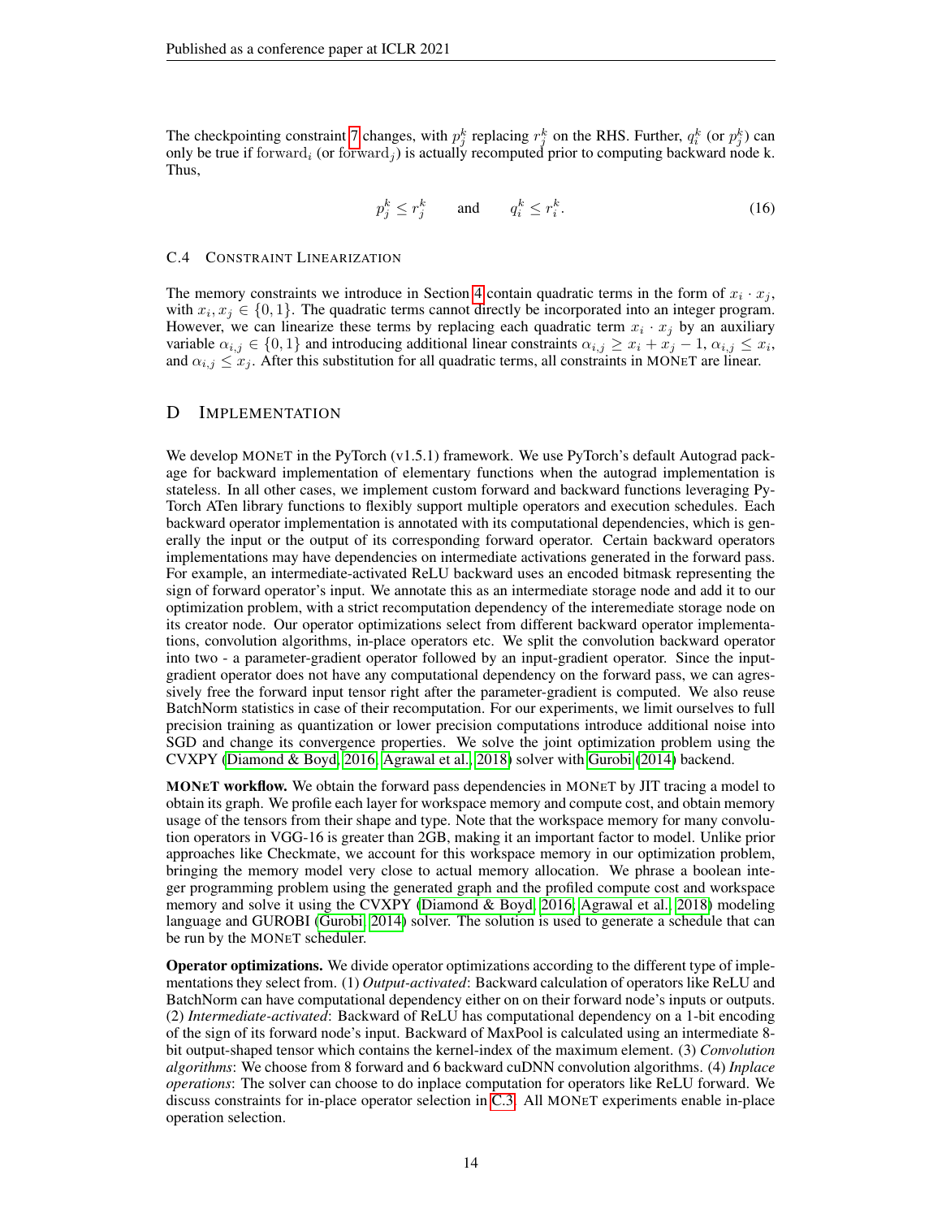The checkpointing constraint 7 changes, with $p_j^k$ replacing $r_j^k$ on the RHS. Further, $q_i^k$ (or $p_j^k$) can only be true if $\text{forward}_i$ (or $\text{forward}_j$) is actually recomputed prior to computing backward node k. Thus,

$$p_j^k \leq r_j^k \qquad \text{and} \qquad q_i^k \leq r_i^k. \tag{16}$$

### C.4 Constraint Linearization

The memory constraints we introduce in Section 4 contain quadratic terms in the form of $x_i \cdot x_j$, with $x_i, x_j \in \{0, 1\}$. The quadratic terms cannot directly be incorporated into an integer program. However, we can linearize these terms by replacing each quadratic term $x_i \cdot x_j$ by an auxiliary variable $\alpha_{i,j} \in \{0, 1\}$ and introducing additional linear constraints $\alpha_{i,j} \geq x_i + x_j - 1$, $\alpha_{i,j} \leq x_i$, and $\alpha_{i,j} \leq x_j$. After this substitution for all quadratic terms, all constraints in MONeT are linear.

## D Implementation

We develop MONeT in the PyTorch (v1.5.1) framework. We use PyTorch's default Autograd package for backward implementation of elementary functions when the autograd implementation is stateless. In all other cases, we implement custom forward and backward functions leveraging PyTorch ATen library functions to flexibly support multiple operators and execution schedules. Each backward operator implementation is annotated with its computational dependencies, which is generally the input or the output of its corresponding forward operator. Certain backward operators implementations may have dependencies on intermediate activations generated in the forward pass. For example, an intermediate-activated ReLU backward uses an encoded bitmask representing the sign of forward operator's input. We annotate this as an intermediate storage node and add it to our optimization problem, with a strict recomputation dependency of the interemediate storage node on its creator node. Our operator optimizations select from different backward operator implementations, convolution algorithms, in-place operators etc. We split the convolution backward operator into two - a parameter-gradient operator followed by an input-gradient operator. Since the input-gradient operator does not have any computational dependency on the forward pass, we can agressively free the forward input tensor right after the parameter-gradient is computed. We also reuse BatchNorm statistics in case of their recomputation. For our experiments, we limit ourselves to full precision training as quantization or lower precision computations introduce additional noise into SGD and change its convergence properties. We solve the joint optimization problem using the CVXPY (Diamond & Boyd, 2016; Agrawal et al., 2018) solver with Gurobi (2014) backend.

**MONeT workflow.** We obtain the forward pass dependencies in MONeT by JIT tracing a model to obtain its graph. We profile each layer for workspace memory and compute cost, and obtain memory usage of the tensors from their shape and type. Note that the workspace memory for many convolution operators in VGG-16 is greater than 2GB, making it an important factor to model. Unlike prior approaches like Checkmate, we account for this workspace memory in our optimization problem, bringing the memory model very close to actual memory allocation. We phrase a boolean integer programming problem using the generated graph and the profiled compute cost and workspace memory and solve it using the CVXPY (Diamond & Boyd, 2016; Agrawal et al., 2018) modeling language and GUROBI (Gurobi, 2014) solver. The solution is used to generate a schedule that can be run by the MONeT scheduler.

**Operator optimizations.** We divide operator optimizations according to the different type of implementations they select from. (1) *Output-activated*: Backward calculation of operators like ReLU and BatchNorm can have computational dependency either on on their forward node's inputs or outputs. (2) *Intermediate-activated*: Backward of ReLU has computational dependency on a 1-bit encoding of the sign of its forward node's input. Backward of MaxPool is calculated using an intermediate 8-bit output-shaped tensor which contains the kernel-index of the maximum element. (3) *Convolution algorithms*: We choose from 8 forward and 6 backward cuDNN convolution algorithms. (4) *Inplace operations*: The solver can choose to do inplace computation for operators like ReLU forward. We discuss constraints for in-place operator selection in C.3. All MONeT experiments enable in-place operation selection.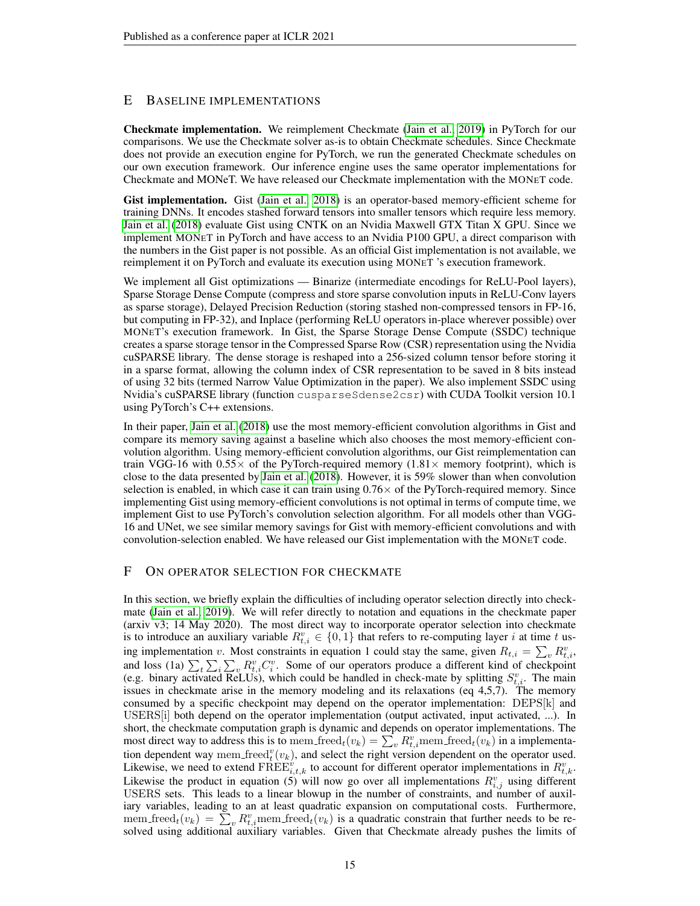## E Baseline implementations

**Checkmate implementation.** We reimplement Checkmate (Jain et al., 2019) in PyTorch for our comparisons. We use the Checkmate solver as-is to obtain Checkmate schedules. Since Checkmate does not provide an execution engine for PyTorch, we run the generated Checkmate schedules on our own execution framework. Our inference engine uses the same operator implementations for Checkmate and MONeT. We have released our Checkmate implementation with the MONeT code.

**Gist implementation.** Gist (Jain et al., 2018) is an operator-based memory-efficient scheme for training DNNs. It encodes stashed forward tensors into smaller tensors which require less memory. Jain et al. (2018) evaluate Gist using CNTK on an Nvidia Maxwell GTX Titan X GPU. Since we implement MONeT in PyTorch and have access to an Nvidia P100 GPU, a direct comparison with the numbers in the Gist paper is not possible. As an official Gist implementation is not available, we reimplement it on PyTorch and evaluate its execution using MONeT 's execution framework.

We implement all Gist optimizations — Binarize (intermediate encodings for ReLU-Pool layers), Sparse Storage Dense Compute (compress and store sparse convolution inputs in ReLU-Conv layers as sparse storage), Delayed Precision Reduction (storing stashed non-compressed tensors in FP-16, but computing in FP-32), and Inplace (performing ReLU operators in-place wherever possible) over MONeT's execution framework. In Gist, the Sparse Storage Dense Compute (SSDC) technique creates a sparse storage tensor in the Compressed Sparse Row (CSR) representation using the Nvidia cuSPARSE library. The dense storage is reshaped into a 256-sized column tensor before storing it in a sparse format, allowing the column index of CSR representation to be saved in 8 bits instead of using 32 bits (termed Narrow Value Optimization in the paper). We also implement SSDC using Nvidia's cuSPARSE library (function `cusparseSdense2csr`) with CUDA Toolkit version 10.1 using PyTorch's C++ extensions.

In their paper, Jain et al. (2018) use the most memory-efficient convolution algorithms in Gist and compare its memory saving against a baseline which also chooses the most memory-efficient convolution algorithm. Using memory-efficient convolution algorithms, our Gist reimplementation can train VGG-16 with 0.55× of the PyTorch-required memory (1.81× memory footprint), which is close to the data presented by Jain et al. (2018). However, it is 59% slower than when convolution selection is enabled, in which case it can train using 0.76× of the PyTorch-required memory. Since implementing Gist using memory-efficient convolutions is not optimal in terms of compute time, we implement Gist to use PyTorch's convolution selection algorithm. For all models other than VGG-16 and UNet, we see similar memory savings for Gist with memory-efficient convolutions and with convolution-selection enabled. We have released our Gist implementation with the MONeT code.

## F On operator selection for Checkmate

In this section, we briefly explain the difficulties of including operator selection directly into checkmate (Jain et al., 2019). We will refer directly to notation and equations in the checkmate paper (arxiv v3; 14 May 2020). The most direct way to incorporate operator selection into checkmate is to introduce an auxiliary variable $R^v_{t,i} \in \{0, 1\}$ that refers to re-computing layer $i$ at time $t$ using implementation $v$. Most constraints in equation 1 could stay the same, given $R_{t,i} = \sum_v R^v_{t,i}$, and loss (1a) $\sum_t \sum_i \sum_v R^v_{t,i} C^v_i$. Some of our operators produce a different kind of checkpoint (e.g. binary activated ReLUs), which could be handled in check-mate by splitting $S^v_{t,i}$. The main issues in checkmate arise in the memory modeling and its relaxations (eq 4,5,7). The memory consumed by a specific checkpoint may depend on the operator implementation: DEPS[k] and USERS[i] both depend on the operator implementation (output activated, input activated, ...). In short, the checkmate computation graph is dynamic and depends on operator implementations. The most direct way to address this is to $\text{mem\_freed}_t(v_k) = \sum_v R^v_{t,i} \text{mem\_freed}_t(v_k)$ in a implementation dependent way $\text{mem\_freed}^v_t(v_k)$, and select the right version dependent on the operator used. Likewise, we need to extend $\text{FREE}^v_{i,t,k}$ to account for different operator implementations in $R^v_{t,k}$. Likewise the product in equation (5) will now go over all implementations $R^v_{i,j}$ using different USERS sets. This leads to a linear blowup in the number of constraints, and number of auxiliary variables, leading to an at least quadratic expansion on computational costs. Furthermore, $\text{mem\_freed}_t(v_k) = \sum_v R^v_{t,i} \text{mem\_freed}_t(v_k)$ is a quadratic constrain that further needs to be resolved using additional auxiliary variables. Given that Checkmate already pushes the limits of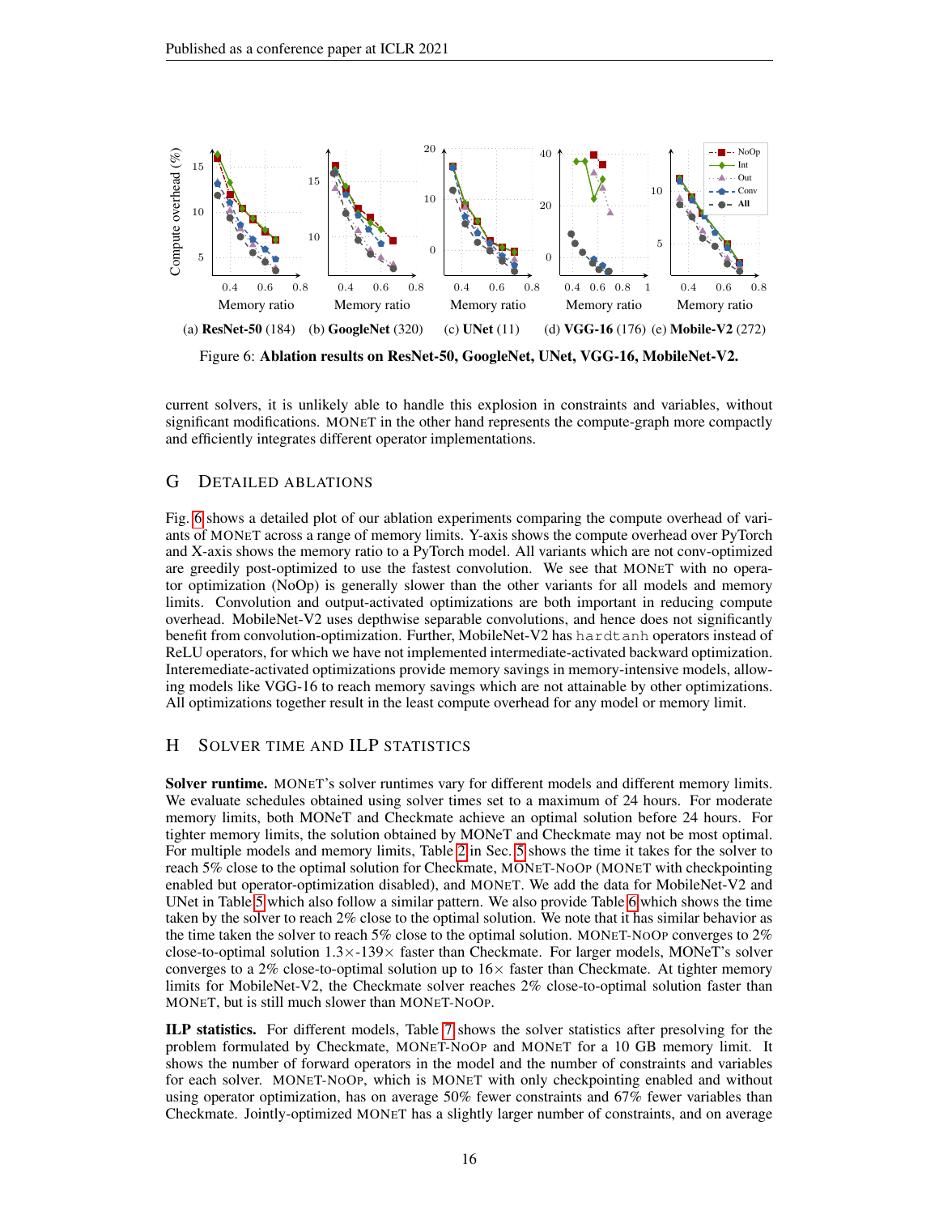(a) **ResNet-50** (184) (b) **GoogleNet** (320) (c) **UNet** (11) (d) **VGG-16** (176) (e) **Mobile-V2** (272)

Figure 6: **Ablation results on ResNet-50, GoogleNet, UNet, VGG-16, MobileNet-V2.**

current solvers, it is unlikely able to handle this explosion in constraints and variables, without significant modifications. MONET in the other hand represents the compute-graph more compactly and efficiently integrates different operator implementations.

## G Detailed Ablations

Fig. 6 shows a detailed plot of our ablation experiments comparing the compute overhead of variants of MONET across a range of memory limits. Y-axis shows the compute overhead over PyTorch and X-axis shows the memory ratio to a PyTorch model. All variants which are not conv-optimized are greedily post-optimized to use the fastest convolution. We see that MONET with no operator optimization (NoOp) is generally slower than the other variants for all models and memory limits. Convolution and output-activated optimizations are both important in reducing compute overhead. MobileNet-V2 uses depthwise separable convolutions, and hence does not significantly benefit from convolution-optimization. Further, MobileNet-V2 has `hardtanh` operators instead of ReLU operators, for which we have not implemented intermediate-activated backward optimization. Interemediate-activated optimizations provide memory savings in memory-intensive models, allowing models like VGG-16 to reach memory savings which are not attainable by other optimizations. All optimizations together result in the least compute overhead for any model or memory limit.

## H Solver Time and ILP Statistics

**Solver runtime.** MONET's solver runtimes vary for different models and different memory limits. We evaluate schedules obtained using solver times set to a maximum of 24 hours. For moderate memory limits, both MONeT and Checkmate achieve an optimal solution before 24 hours. For tighter memory limits, the solution obtained by MONeT and Checkmate may not be most optimal. For multiple models and memory limits, Table 2 in Sec. 5 shows the time it takes for the solver to reach 5% close to the optimal solution for Checkmate, MONET-NOOP (MONET with checkpointing enabled but operator-optimization disabled), and MONET. We add the data for MobileNet-V2 and UNet in Table 5 which also follow a similar pattern. We also provide Table 6 which shows the time taken by the solver to reach 2% close to the optimal solution. We note that it has similar behavior as the time taken the solver to reach 5% close to the optimal solution. MONET-NOOP converges to 2% close-to-optimal solution 1.3×-139× faster than Checkmate. For larger models, MONeT's solver converges to a 2% close-to-optimal solution up to 16× faster than Checkmate. At tighter memory limits for MobileNet-V2, the Checkmate solver reaches 2% close-to-optimal solution faster than MONET, but is still much slower than MONET-NOOP.

**ILP statistics.** For different models, Table 7 shows the solver statistics after presolving for the problem formulated by Checkmate, MONET-NOOP and MONET for a 10 GB memory limit. It shows the number of forward operators in the model and the number of constraints and variables for each solver. MONET-NOOP, which is MONET with only checkpointing enabled and without using operator optimization, has on average 50% fewer constraints and 67% fewer variables than Checkmate. Jointly-optimized MONET has a slightly larger number of constraints, and on average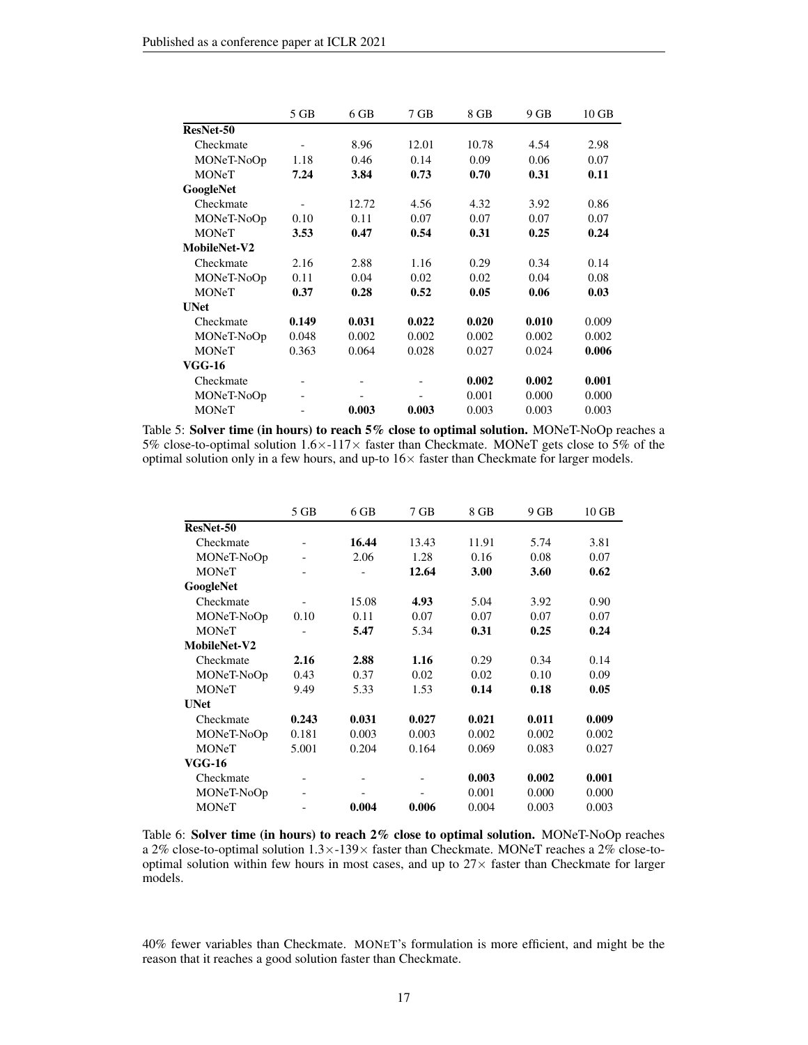| | 5 GB | 6 GB | 7 GB | 8 GB | 9 GB | 10 GB |
|---|---|---|---|---|---|---|
| **ResNet-50** | | | | | | |
| Checkmate | - | 8.96 | 12.01 | 10.78 | 4.54 | 2.98 |
| MONeT-NoOp | 1.18 | 0.46 | 0.14 | 0.09 | 0.06 | 0.07 |
| MONeT | **7.24** | **3.84** | **0.73** | **0.70** | **0.31** | **0.11** |
| **GoogleNet** | | | | | | |
| Checkmate | - | 12.72 | 4.56 | 4.32 | 3.92 | 0.86 |
| MONeT-NoOp | 0.10 | 0.11 | 0.07 | 0.07 | 0.07 | 0.07 |
| MONeT | **3.53** | **0.47** | **0.54** | **0.31** | **0.25** | **0.24** |
| **MobileNet-V2** | | | | | | |
| Checkmate | 2.16 | 2.88 | 1.16 | 0.29 | 0.34 | 0.14 |
| MONeT-NoOp | 0.11 | 0.04 | 0.02 | 0.02 | 0.04 | 0.08 |
| MONeT | **0.37** | **0.28** | **0.52** | **0.05** | **0.06** | **0.03** |
| **UNet** | | | | | | |
| Checkmate | **0.149** | **0.031** | **0.022** | **0.020** | **0.010** | 0.009 |
| MONeT-NoOp | 0.048 | 0.002 | 0.002 | 0.002 | 0.002 | 0.002 |
| MONeT | 0.363 | 0.064 | 0.028 | 0.027 | 0.024 | **0.006** |
| **VGG-16** | | | | | | |
| Checkmate | - | - | - | **0.002** | **0.002** | **0.001** |
| MONeT-NoOp | - | - | - | 0.001 | 0.000 | 0.000 |
| MONeT | - | **0.003** | **0.003** | 0.003 | 0.003 | 0.003 |

Table 5: **Solver time (in hours) to reach 5% close to optimal solution.** MONeT-NoOp reaches a 5% close-to-optimal solution 1.6×-117× faster than Checkmate. MONeT gets close to 5% of the optimal solution only in a few hours, and up-to 16× faster than Checkmate for larger models.

| | 5 GB | 6 GB | 7 GB | 8 GB | 9 GB | 10 GB |
|---|---|---|---|---|---|---|
| **ResNet-50** | | | | | | |
| Checkmate | - | **16.44** | 13.43 | 11.91 | 5.74 | 3.81 |
| MONeT-NoOp | - | 2.06 | 1.28 | 0.16 | 0.08 | 0.07 |
| MONeT | - | - | **12.64** | **3.00** | **3.60** | **0.62** |
| **GoogleNet** | | | | | | |
| Checkmate | - | 15.08 | **4.93** | 5.04 | 3.92 | 0.90 |
| MONeT-NoOp | 0.10 | 0.11 | 0.07 | 0.07 | 0.07 | 0.07 |
| MONeT | - | **5.47** | 5.34 | **0.31** | **0.25** | **0.24** |
| **MobileNet-V2** | | | | | | |
| Checkmate | **2.16** | **2.88** | **1.16** | 0.29 | 0.34 | 0.14 |
| MONeT-NoOp | 0.43 | 0.37 | 0.02 | 0.02 | 0.10 | 0.09 |
| MONeT | 9.49 | 5.33 | 1.53 | **0.14** | **0.18** | **0.05** |
| **UNet** | | | | | | |
| Checkmate | **0.243** | **0.031** | **0.027** | **0.021** | **0.011** | **0.009** |
| MONeT-NoOp | 0.181 | 0.003 | 0.003 | 0.002 | 0.002 | 0.002 |
| MONeT | 5.001 | 0.204 | 0.164 | 0.069 | 0.083 | 0.027 |
| **VGG-16** | | | | | | |
| Checkmate | - | - | - | **0.003** | **0.002** | **0.001** |
| MONeT-NoOp | - | - | - | 0.001 | 0.000 | 0.000 |
| MONeT | - | **0.004** | **0.006** | 0.004 | 0.003 | 0.003 |

Table 6: **Solver time (in hours) to reach 2% close to optimal solution.** MONeT-NoOp reaches a 2% close-to-optimal solution 1.3×-139× faster than Checkmate. MONeT reaches a 2% close-to-optimal solution within few hours in most cases, and up to 27× faster than Checkmate for larger models.

40% fewer variables than Checkmate. MONeT's formulation is more efficient, and might be the reason that it reaches a good solution faster than Checkmate.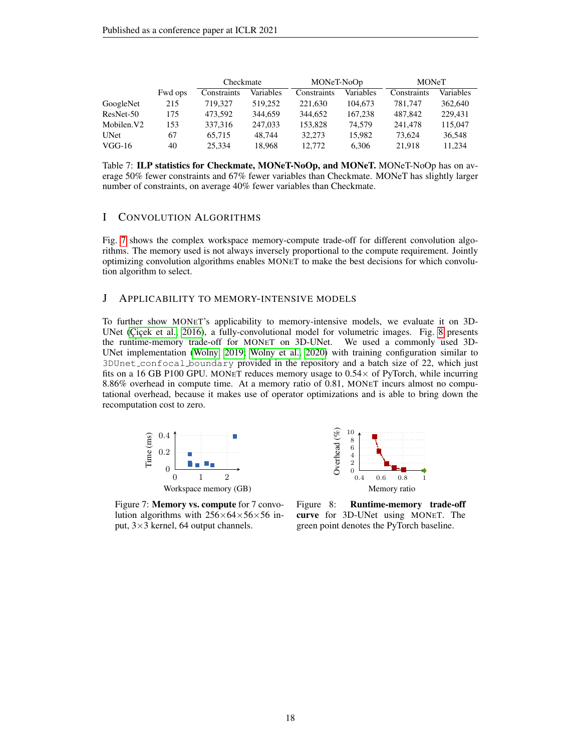| | Fwd ops | Checkmate | | MONeT-NoOp | | MONeT | |
|---|---|---|---|---|---|---|---|
| | | Constraints | Variables | Constraints | Variables | Constraints | Variables |
| GoogleNet | 215 | 719,327 | 519,252 | 221,630 | 104,673 | 781,747 | 362,640 |
| ResNet-50 | 175 | 473,592 | 344,659 | 344,652 | 167,238 | 487,842 | 229,431 |
| Mobilen.V2 | 153 | 337,316 | 247,033 | 153,828 | 74,579 | 241,478 | 115,047 |
| UNet | 67 | 65,715 | 48,744 | 32,273 | 15,982 | 73,624 | 36,548 |
| VGG-16 | 40 | 25,334 | 18,968 | 12,772 | 6,306 | 21,918 | 11,234 |

Table 7: **ILP statistics for Checkmate, MONeT-NoOp, and MONeT.** MONeT-NoOp has on average 50% fewer constraints and 67% fewer variables than Checkmate. MONeT has slightly larger number of constraints, on average 40% fewer variables than Checkmate.

## I Convolution Algorithms

Fig. 7 shows the complex workspace memory-compute trade-off for different convolution algorithms. The memory used is not always inversely proportional to the compute requirement. Jointly optimizing convolution algorithms enables MONeT to make the best decisions for which convolution algorithm to select.

## J Applicability to Memory-Intensive Models

To further show MONeT's applicability to memory-intensive models, we evaluate it on 3D-UNet (Çiçek et al., 2016), a fully-convolutional model for volumetric images. Fig. 8 presents the runtime-memory trade-off for MONeT on 3D-UNet. We used a commonly used 3D-UNet implementation (Wolny, 2019; Wolny et al., 2020) with training configuration similar to `3DUnet_confocal_boundary` provided in the repository and a batch size of 22, which just fits on a 16 GB P100 GPU. MONeT reduces memory usage to 0.54× of PyTorch, while incurring 8.86% overhead in compute time. At a memory ratio of 0.81, MONeT incurs almost no computational overhead, because it makes use of operator optimizations and is able to bring down the recomputation cost to zero.

Time (ms)
0.4
0.2
0
0
1
2
Workspace memory (GB)

Figure 7: **Memory vs. compute** for 7 convolution algorithms with 256×64×56×56 input, 3×3 kernel, 64 output channels.

Overhead (%)
10
8
6
4
2
0
0.4
0.6
0.8
1
Memory ratio

Figure 8: **Runtime-memory trade-off curve** for 3D-UNet using MONeT. The green point denotes the PyTorch baseline.